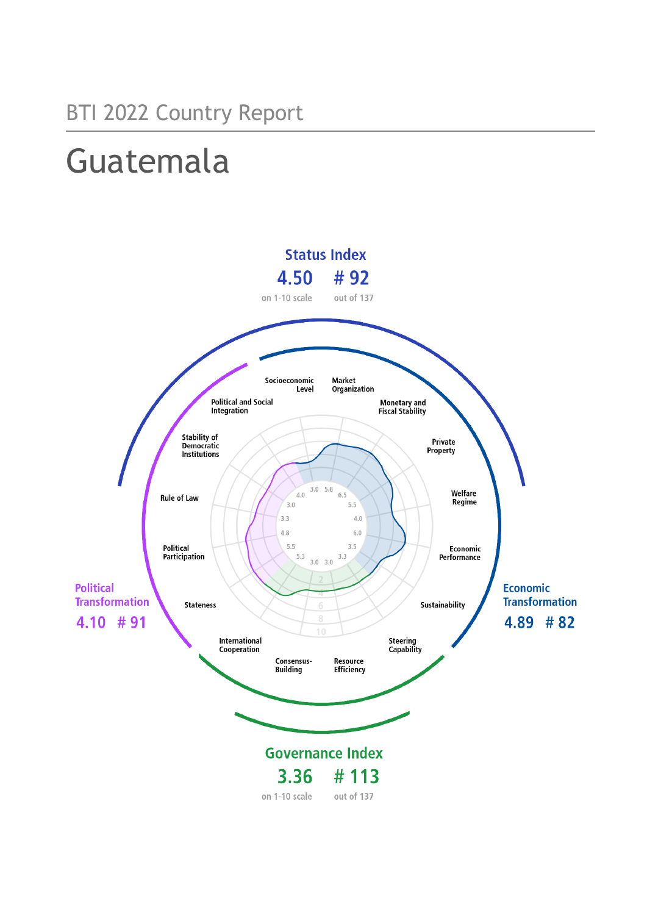BTI 2022 Country Report

# Guatemala

## Status Index

4.50 on 1-10 scale

# 92 out of 137

## Political Transformation

4.10 # 91

## Economic Transformation

4.89 # 82

## Governance Index

3.36 on 1-10 scale

# 113 out of 137

| Criterion | Score |
|---|---|
| Stateness | 5.3 |
| Political Participation | 5.5 |
| Rule of Law | 4.8 |
| Stability of Democratic Institutions | 3.3 |
| Political and Social Integration | 3.0 |
| Socioeconomic Level | 4.0 |
| Market Organization | 5.8 |
| Monetary and Fiscal Stability | 6.5 |
| Private Property | 5.5 |
| Welfare Regime | 4.0 |
| Economic Performance | 6.0 |
| Sustainability | 3.5 |
| Steering Capability | 3.3 |
| Resource Efficiency | 3.0 |
| Consensus-Building | 3.0 |
| International Cooperation | 3.0 |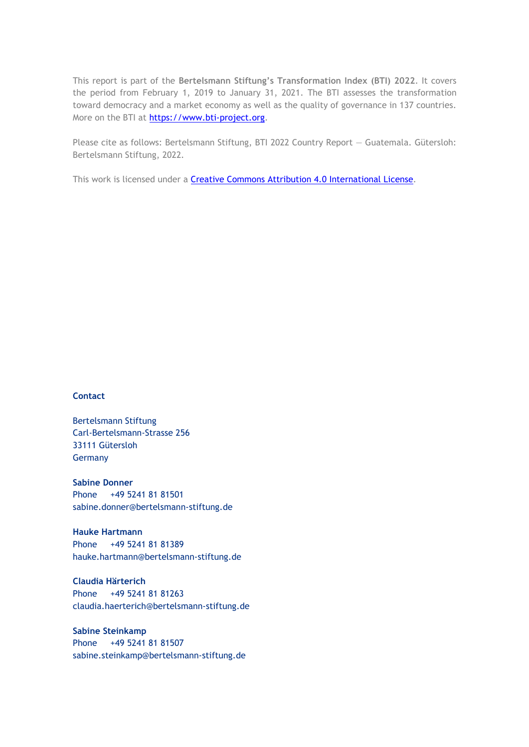This report is part of the **Bertelsmann Stiftung's Transformation Index (BTI) 2022**. It covers the period from February 1, 2019 to January 31, 2021. The BTI assesses the transformation toward democracy and a market economy as well as the quality of governance in 137 countries. More on the BTI at [https://www.bti-project.org](https://www.bti-project.org).

Please cite as follows: Bertelsmann Stiftung, BTI 2022 Country Report — Guatemala. Gütersloh: Bertelsmann Stiftung, 2022.

This work is licensed under a [Creative Commons Attribution 4.0 International License](https://creativecommons.org/licenses/by/4.0/).

**Contact**

Bertelsmann Stiftung
Carl-Bertelsmann-Strasse 256
33111 Gütersloh
Germany

**Sabine Donner**
Phone +49 5241 81 81501
sabine.donner@bertelsmann-stiftung.de

**Hauke Hartmann**
Phone +49 5241 81 81389
hauke.hartmann@bertelsmann-stiftung.de

**Claudia Härterich**
Phone +49 5241 81 81263
claudia.haerterich@bertelsmann-stiftung.de

**Sabine Steinkamp**
Phone +49 5241 81 81507
sabine.steinkamp@bertelsmann-stiftung.de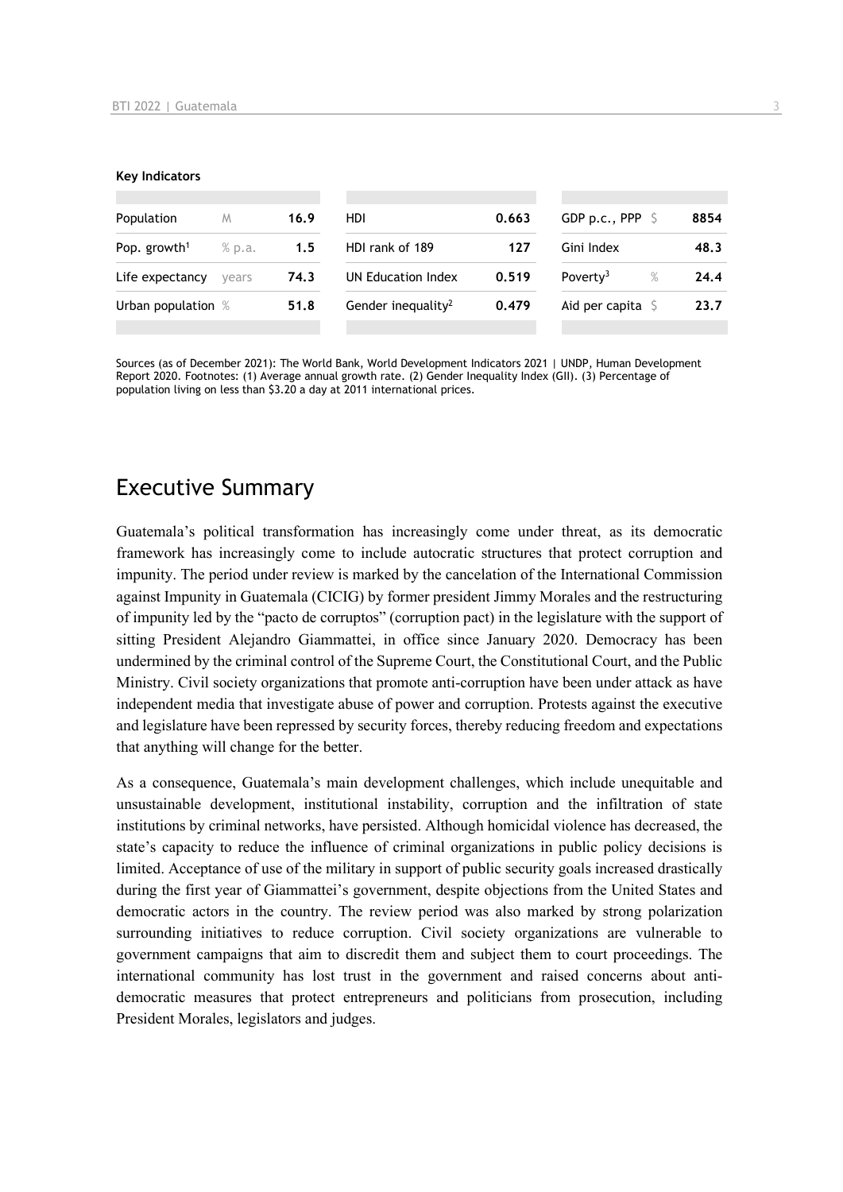**Key Indicators**

| | | | | | | | |
|---|---|---|---|---|---|---|---|
| Population | M | 16.9 | HDI | 0.663 | GDP p.c., PPP | $ | 8854 |
| Pop. growth[1] | % p.a. | 1.5 | HDI rank of 189 | 127 | Gini Index | | 48.3 |
| Life expectancy | years | 74.3 | UN Education Index | 0.519 | Poverty[3] | % | 24.4 |
| Urban population | % | 51.8 | Gender inequality[2] | 0.479 | Aid per capita | $ | 23.7 |

Sources (as of December 2021): The World Bank, World Development Indicators 2021 | UNDP, Human Development Report 2020. Footnotes: (1) Average annual growth rate. (2) Gender Inequality Index (GII). (3) Percentage of population living on less than $3.20 a day at 2011 international prices.

# Executive Summary

Guatemala's political transformation has increasingly come under threat, as its democratic framework has increasingly come to include autocratic structures that protect corruption and impunity. The period under review is marked by the cancelation of the International Commission against Impunity in Guatemala (CICIG) by former president Jimmy Morales and the restructuring of impunity led by the "pacto de corruptos" (corruption pact) in the legislature with the support of sitting President Alejandro Giammattei, in office since January 2020. Democracy has been undermined by the criminal control of the Supreme Court, the Constitutional Court, and the Public Ministry. Civil society organizations that promote anti-corruption have been under attack as have independent media that investigate abuse of power and corruption. Protests against the executive and legislature have been repressed by security forces, thereby reducing freedom and expectations that anything will change for the better.

As a consequence, Guatemala's main development challenges, which include unequitable and unsustainable development, institutional instability, corruption and the infiltration of state institutions by criminal networks, have persisted. Although homicidal violence has decreased, the state's capacity to reduce the influence of criminal organizations in public policy decisions is limited. Acceptance of use of the military in support of public security goals increased drastically during the first year of Giammattei's government, despite objections from the United States and democratic actors in the country. The review period was also marked by strong polarization surrounding initiatives to reduce corruption. Civil society organizations are vulnerable to government campaigns that aim to discredit them and subject them to court proceedings. The international community has lost trust in the government and raised concerns about anti-democratic measures that protect entrepreneurs and politicians from prosecution, including President Morales, legislators and judges.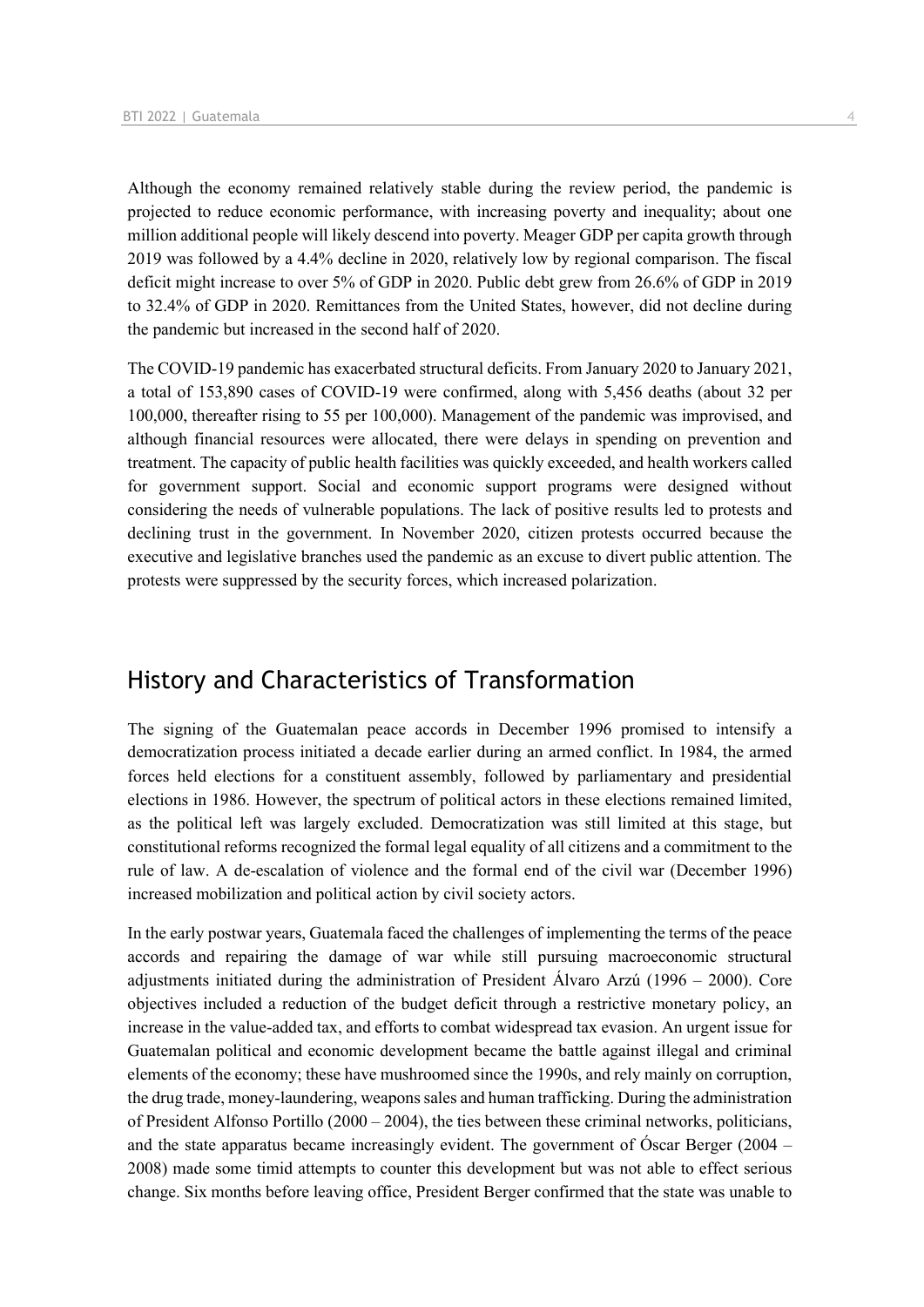Although the economy remained relatively stable during the review period, the pandemic is projected to reduce economic performance, with increasing poverty and inequality; about one million additional people will likely descend into poverty. Meager GDP per capita growth through 2019 was followed by a 4.4% decline in 2020, relatively low by regional comparison. The fiscal deficit might increase to over 5% of GDP in 2020. Public debt grew from 26.6% of GDP in 2019 to 32.4% of GDP in 2020. Remittances from the United States, however, did not decline during the pandemic but increased in the second half of 2020.

The COVID-19 pandemic has exacerbated structural deficits. From January 2020 to January 2021, a total of 153,890 cases of COVID-19 were confirmed, along with 5,456 deaths (about 32 per 100,000, thereafter rising to 55 per 100,000). Management of the pandemic was improvised, and although financial resources were allocated, there were delays in spending on prevention and treatment. The capacity of public health facilities was quickly exceeded, and health workers called for government support. Social and economic support programs were designed without considering the needs of vulnerable populations. The lack of positive results led to protests and declining trust in the government. In November 2020, citizen protests occurred because the executive and legislative branches used the pandemic as an excuse to divert public attention. The protests were suppressed by the security forces, which increased polarization.

## History and Characteristics of Transformation

The signing of the Guatemalan peace accords in December 1996 promised to intensify a democratization process initiated a decade earlier during an armed conflict. In 1984, the armed forces held elections for a constituent assembly, followed by parliamentary and presidential elections in 1986. However, the spectrum of political actors in these elections remained limited, as the political left was largely excluded. Democratization was still limited at this stage, but constitutional reforms recognized the formal legal equality of all citizens and a commitment to the rule of law. A de-escalation of violence and the formal end of the civil war (December 1996) increased mobilization and political action by civil society actors.

In the early postwar years, Guatemala faced the challenges of implementing the terms of the peace accords and repairing the damage of war while still pursuing macroeconomic structural adjustments initiated during the administration of President Álvaro Arzú (1996 – 2000). Core objectives included a reduction of the budget deficit through a restrictive monetary policy, an increase in the value-added tax, and efforts to combat widespread tax evasion. An urgent issue for Guatemalan political and economic development became the battle against illegal and criminal elements of the economy; these have mushroomed since the 1990s, and rely mainly on corruption, the drug trade, money-laundering, weapons sales and human trafficking. During the administration of President Alfonso Portillo (2000 – 2004), the ties between these criminal networks, politicians, and the state apparatus became increasingly evident. The government of Óscar Berger (2004 – 2008) made some timid attempts to counter this development but was not able to effect serious change. Six months before leaving office, President Berger confirmed that the state was unable to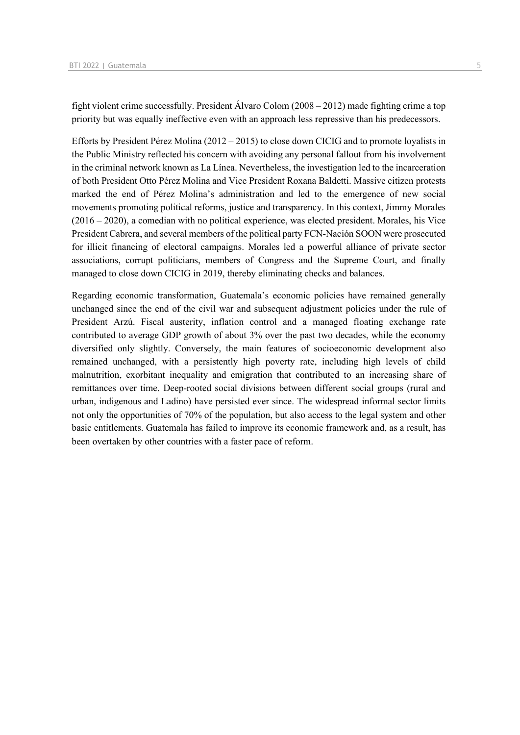fight violent crime successfully. President Álvaro Colom (2008 – 2012) made fighting crime a top priority but was equally ineffective even with an approach less repressive than his predecessors.

Efforts by President Pérez Molina (2012 – 2015) to close down CICIG and to promote loyalists in the Public Ministry reflected his concern with avoiding any personal fallout from his involvement in the criminal network known as La Línea. Nevertheless, the investigation led to the incarceration of both President Otto Pérez Molina and Vice President Roxana Baldetti. Massive citizen protests marked the end of Pérez Molina's administration and led to the emergence of new social movements promoting political reforms, justice and transparency. In this context, Jimmy Morales (2016 – 2020), a comedian with no political experience, was elected president. Morales, his Vice President Cabrera, and several members of the political party FCN-Nación SOON were prosecuted for illicit financing of electoral campaigns. Morales led a powerful alliance of private sector associations, corrupt politicians, members of Congress and the Supreme Court, and finally managed to close down CICIG in 2019, thereby eliminating checks and balances.

Regarding economic transformation, Guatemala's economic policies have remained generally unchanged since the end of the civil war and subsequent adjustment policies under the rule of President Arzú. Fiscal austerity, inflation control and a managed floating exchange rate contributed to average GDP growth of about 3% over the past two decades, while the economy diversified only slightly. Conversely, the main features of socioeconomic development also remained unchanged, with a persistently high poverty rate, including high levels of child malnutrition, exorbitant inequality and emigration that contributed to an increasing share of remittances over time. Deep-rooted social divisions between different social groups (rural and urban, indigenous and Ladino) have persisted ever since. The widespread informal sector limits not only the opportunities of 70% of the population, but also access to the legal system and other basic entitlements. Guatemala has failed to improve its economic framework and, as a result, has been overtaken by other countries with a faster pace of reform.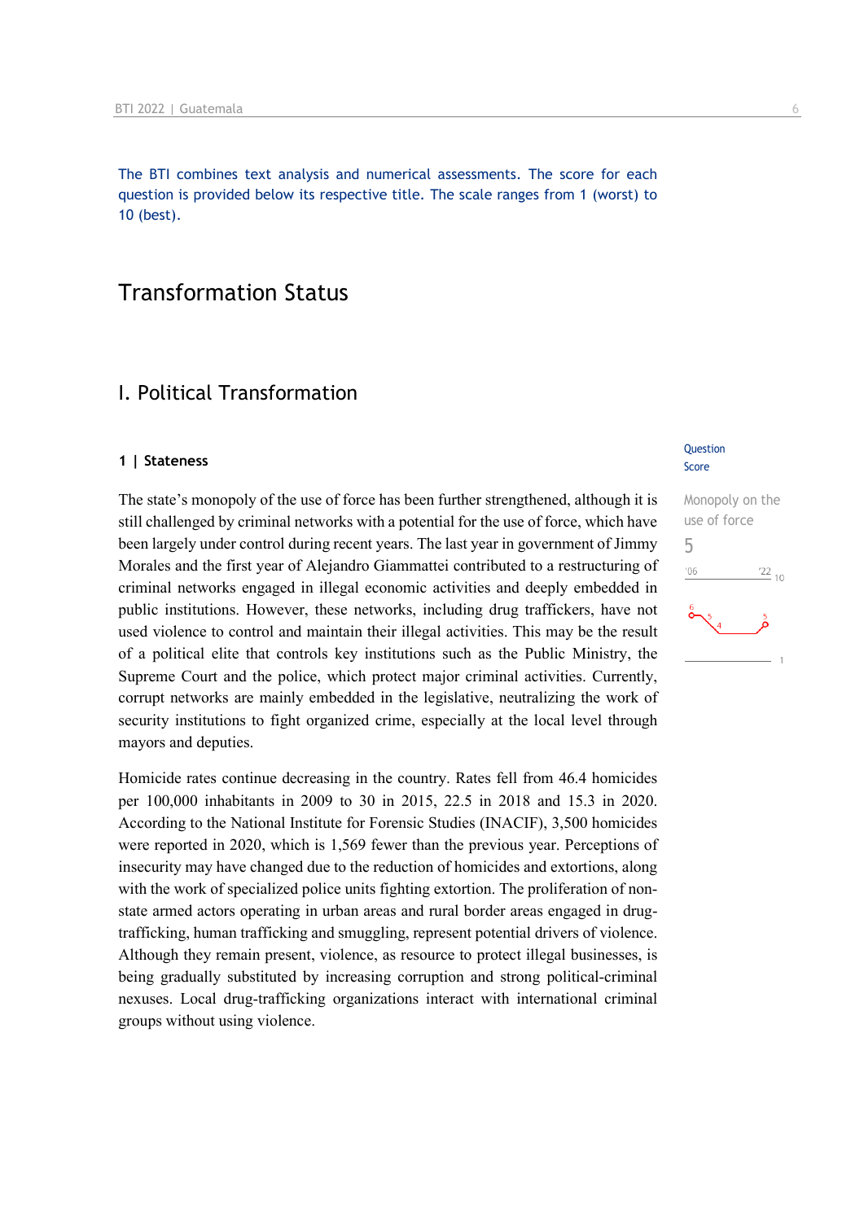The BTI combines text analysis and numerical assessments. The score for each question is provided below its respective title. The scale ranges from 1 (worst) to 10 (best).

# Transformation Status

## I. Political Transformation

### 1 | Stateness

Question Score

Monopoly on the use of force

5

The state's monopoly of the use of force has been further strengthened, although it is still challenged by criminal networks with a potential for the use of force, which have been largely under control during recent years. The last year in government of Jimmy Morales and the first year of Alejandro Giammattei contributed to a restructuring of criminal networks engaged in illegal economic activities and deeply embedded in public institutions. However, these networks, including drug traffickers, have not used violence to control and maintain their illegal activities. This may be the result of a political elite that controls key institutions such as the Public Ministry, the Supreme Court and the police, which protect major criminal activities. Currently, corrupt networks are mainly embedded in the legislative, neutralizing the work of security institutions to fight organized crime, especially at the local level through mayors and deputies.

Homicide rates continue decreasing in the country. Rates fell from 46.4 homicides per 100,000 inhabitants in 2009 to 30 in 2015, 22.5 in 2018 and 15.3 in 2020. According to the National Institute for Forensic Studies (INACIF), 3,500 homicides were reported in 2020, which is 1,569 fewer than the previous year. Perceptions of insecurity may have changed due to the reduction of homicides and extortions, along with the work of specialized police units fighting extortion. The proliferation of non-state armed actors operating in urban areas and rural border areas engaged in drug-trafficking, human trafficking and smuggling, represent potential drivers of violence. Although they remain present, violence, as resource to protect illegal businesses, is being gradually substituted by increasing corruption and strong political-criminal nexuses. Local drug-trafficking organizations interact with international criminal groups without using violence.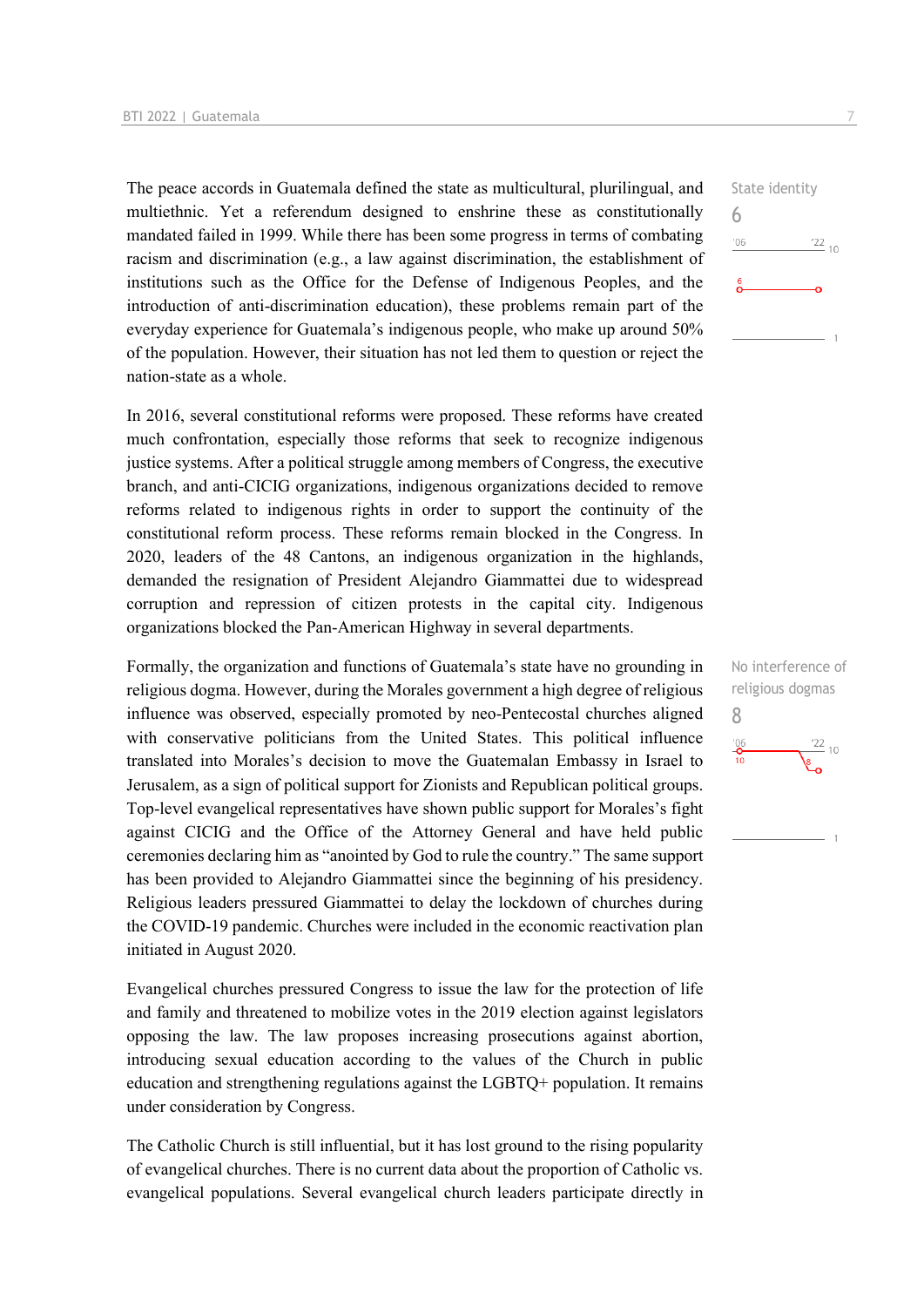The peace accords in Guatemala defined the state as multicultural, plurilingual, and multiethnic. Yet a referendum designed to enshrine these as constitutionally mandated failed in 1999. While there has been some progress in terms of combating racism and discrimination (e.g., a law against discrimination, the establishment of institutions such as the Office for the Defense of Indigenous Peoples, and the introduction of anti-discrimination education), these problems remain part of the everyday experience for Guatemala's indigenous people, who make up around 50% of the population. However, their situation has not led them to question or reject the nation-state as a whole.

State identity
6

In 2016, several constitutional reforms were proposed. These reforms have created much confrontation, especially those reforms that seek to recognize indigenous justice systems. After a political struggle among members of Congress, the executive branch, and anti-CICIG organizations, indigenous organizations decided to remove reforms related to indigenous rights in order to support the continuity of the constitutional reform process. These reforms remain blocked in the Congress. In 2020, leaders of the 48 Cantons, an indigenous organization in the highlands, demanded the resignation of President Alejandro Giammattei due to widespread corruption and repression of citizen protests in the capital city. Indigenous organizations blocked the Pan-American Highway in several departments.

Formally, the organization and functions of Guatemala's state have no grounding in religious dogma. However, during the Morales government a high degree of religious influence was observed, especially promoted by neo-Pentecostal churches aligned with conservative politicians from the United States. This political influence translated into Morales's decision to move the Guatemalan Embassy in Israel to Jerusalem, as a sign of political support for Zionists and Republican political groups. Top-level evangelical representatives have shown public support for Morales's fight against CICIG and the Office of the Attorney General and have held public ceremonies declaring him as "anointed by God to rule the country." The same support has been provided to Alejandro Giammattei since the beginning of his presidency. Religious leaders pressured Giammattei to delay the lockdown of churches during the COVID-19 pandemic. Churches were included in the economic reactivation plan initiated in August 2020.

No interference of religious dogmas
8

Evangelical churches pressured Congress to issue the law for the protection of life and family and threatened to mobilize votes in the 2019 election against legislators opposing the law. The law proposes increasing prosecutions against abortion, introducing sexual education according to the values of the Church in public education and strengthening regulations against the LGBTQ+ population. It remains under consideration by Congress.

The Catholic Church is still influential, but it has lost ground to the rising popularity of evangelical churches. There is no current data about the proportion of Catholic vs. evangelical populations. Several evangelical church leaders participate directly in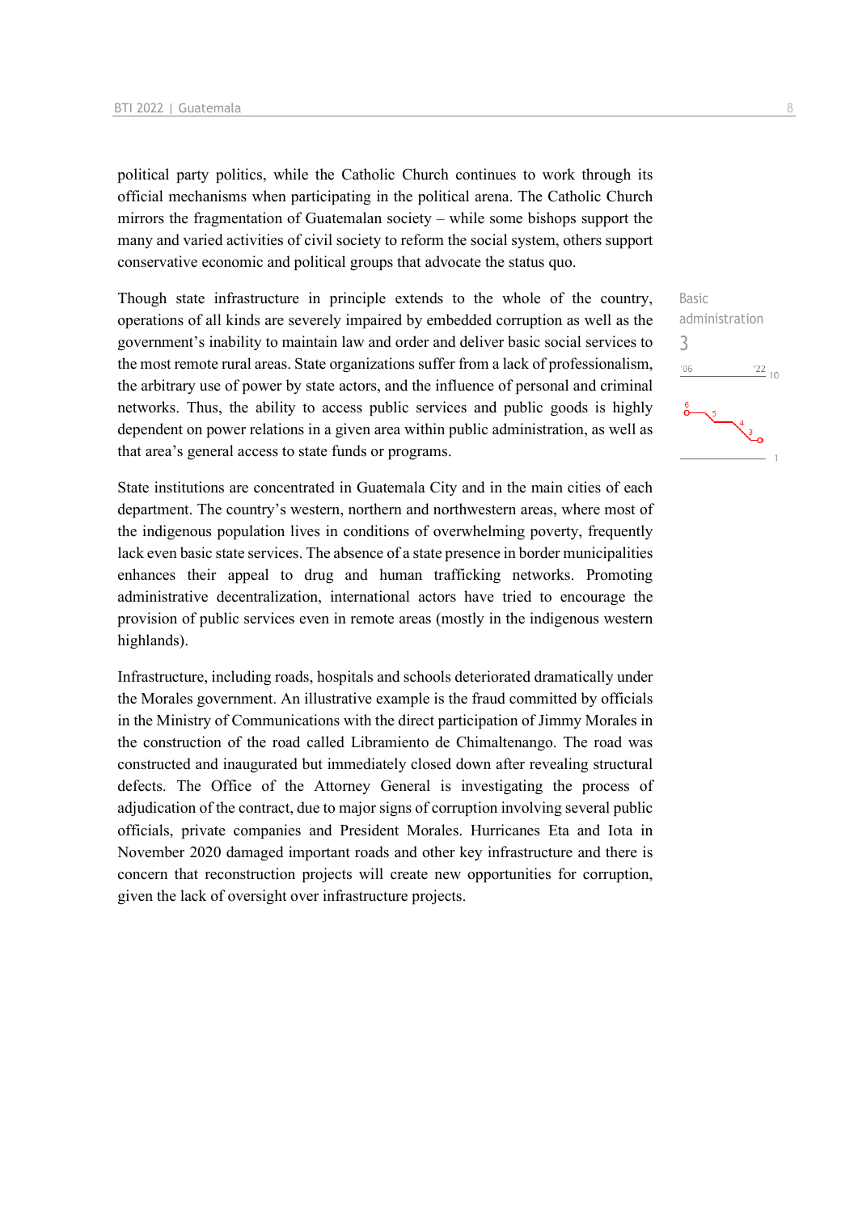political party politics, while the Catholic Church continues to work through its official mechanisms when participating in the political arena. The Catholic Church mirrors the fragmentation of Guatemalan society – while some bishops support the many and varied activities of civil society to reform the social system, others support conservative economic and political groups that advocate the status quo.

Basic administration
3

Though state infrastructure in principle extends to the whole of the country, operations of all kinds are severely impaired by embedded corruption as well as the government's inability to maintain law and order and deliver basic social services to the most remote rural areas. State organizations suffer from a lack of professionalism, the arbitrary use of power by state actors, and the influence of personal and criminal networks. Thus, the ability to access public services and public goods is highly dependent on power relations in a given area within public administration, as well as that area's general access to state funds or programs.

State institutions are concentrated in Guatemala City and in the main cities of each department. The country's western, northern and northwestern areas, where most of the indigenous population lives in conditions of overwhelming poverty, frequently lack even basic state services. The absence of a state presence in border municipalities enhances their appeal to drug and human trafficking networks. Promoting administrative decentralization, international actors have tried to encourage the provision of public services even in remote areas (mostly in the indigenous western highlands).

Infrastructure, including roads, hospitals and schools deteriorated dramatically under the Morales government. An illustrative example is the fraud committed by officials in the Ministry of Communications with the direct participation of Jimmy Morales in the construction of the road called Libramiento de Chimaltenango. The road was constructed and inaugurated but immediately closed down after revealing structural defects. The Office of the Attorney General is investigating the process of adjudication of the contract, due to major signs of corruption involving several public officials, private companies and President Morales. Hurricanes Eta and Iota in November 2020 damaged important roads and other key infrastructure and there is concern that reconstruction projects will create new opportunities for corruption, given the lack of oversight over infrastructure projects.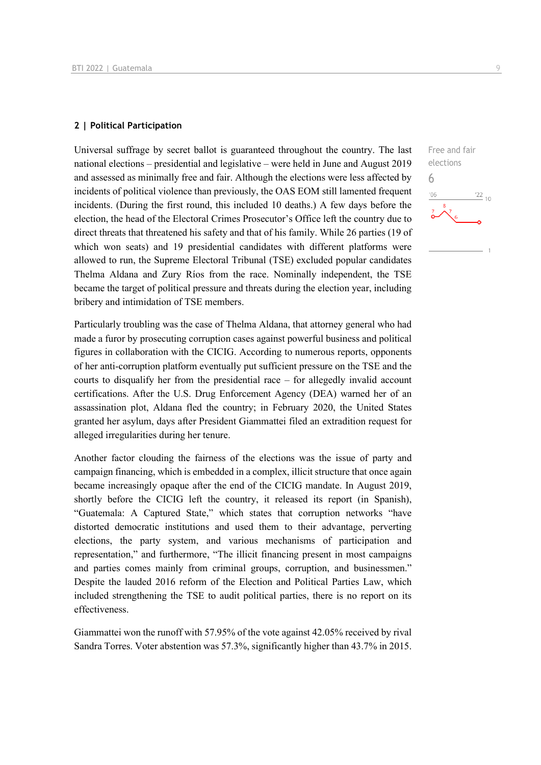## 2 | Political Participation

Universal suffrage by secret ballot is guaranteed throughout the country. The last national elections – presidential and legislative – were held in June and August 2019 and assessed as minimally free and fair. Although the elections were less affected by incidents of political violence than previously, the OAS EOM still lamented frequent incidents. (During the first round, this included 10 deaths.) A few days before the election, the head of the Electoral Crimes Prosecutor's Office left the country due to direct threats that threatened his safety and that of his family. While 26 parties (19 of which won seats) and 19 presidential candidates with different platforms were allowed to run, the Supreme Electoral Tribunal (TSE) excluded popular candidates Thelma Aldana and Zury Ríos from the race. Nominally independent, the TSE became the target of political pressure and threats during the election year, including bribery and intimidation of TSE members.

Free and fair elections
6

Particularly troubling was the case of Thelma Aldana, that attorney general who had made a furor by prosecuting corruption cases against powerful business and political figures in collaboration with the CICIG. According to numerous reports, opponents of her anti-corruption platform eventually put sufficient pressure on the TSE and the courts to disqualify her from the presidential race – for allegedly invalid account certifications. After the U.S. Drug Enforcement Agency (DEA) warned her of an assassination plot, Aldana fled the country; in February 2020, the United States granted her asylum, days after President Giammattei filed an extradition request for alleged irregularities during her tenure.

Another factor clouding the fairness of the elections was the issue of party and campaign financing, which is embedded in a complex, illicit structure that once again became increasingly opaque after the end of the CICIG mandate. In August 2019, shortly before the CICIG left the country, it released its report (in Spanish), "Guatemala: A Captured State," which states that corruption networks "have distorted democratic institutions and used them to their advantage, perverting elections, the party system, and various mechanisms of participation and representation," and furthermore, "The illicit financing present in most campaigns and parties comes mainly from criminal groups, corruption, and businessmen." Despite the lauded 2016 reform of the Election and Political Parties Law, which included strengthening the TSE to audit political parties, there is no report on its effectiveness.

Giammattei won the runoff with 57.95% of the vote against 42.05% received by rival Sandra Torres. Voter abstention was 57.3%, significantly higher than 43.7% in 2015.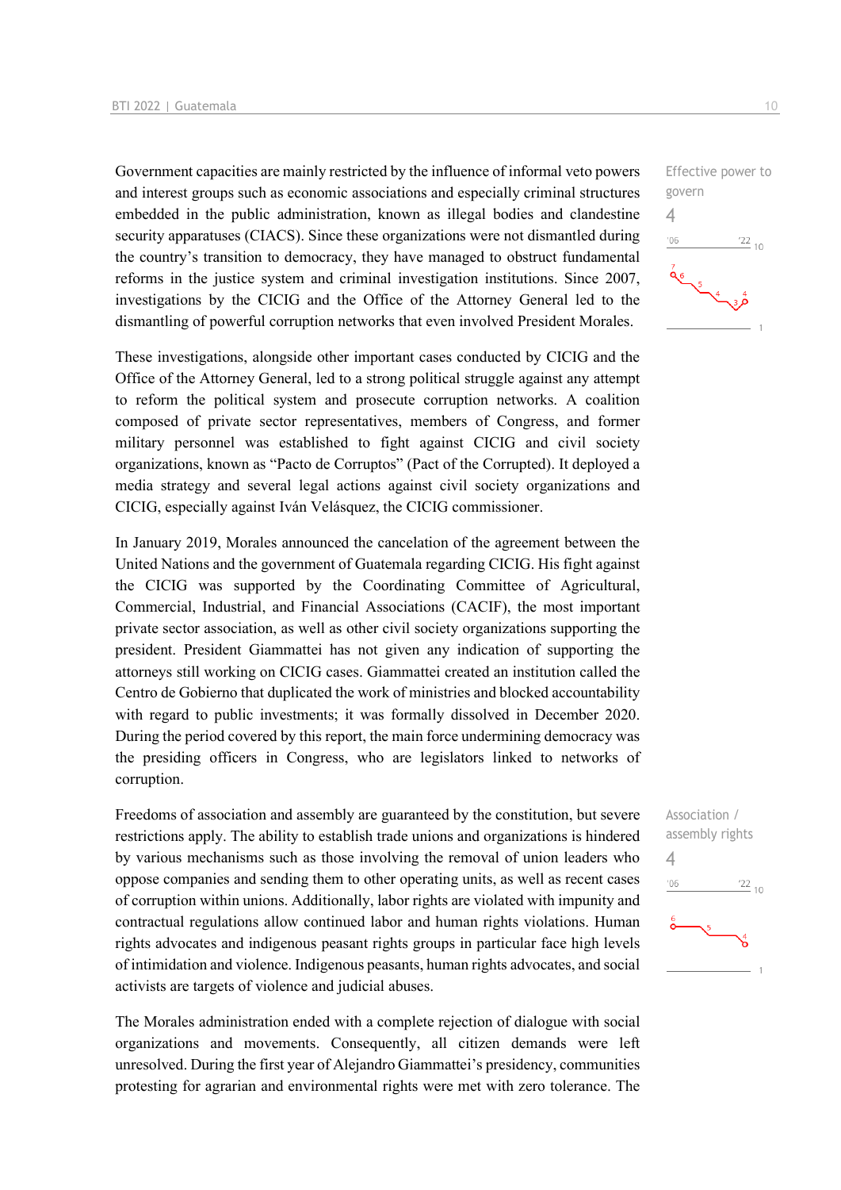Government capacities are mainly restricted by the influence of informal veto powers and interest groups such as economic associations and especially criminal structures embedded in the public administration, known as illegal bodies and clandestine security apparatuses (CIACS). Since these organizations were not dismantled during the country's transition to democracy, they have managed to obstruct fundamental reforms in the justice system and criminal investigation institutions. Since 2007, investigations by the CICIG and the Office of the Attorney General led to the dismantling of powerful corruption networks that even involved President Morales.

Effective power to govern
4

These investigations, alongside other important cases conducted by CICIG and the Office of the Attorney General, led to a strong political struggle against any attempt to reform the political system and prosecute corruption networks. A coalition composed of private sector representatives, members of Congress, and former military personnel was established to fight against CICIG and civil society organizations, known as "Pacto de Corruptos" (Pact of the Corrupted). It deployed a media strategy and several legal actions against civil society organizations and CICIG, especially against Iván Velásquez, the CICIG commissioner.

In January 2019, Morales announced the cancelation of the agreement between the United Nations and the government of Guatemala regarding CICIG. His fight against the CICIG was supported by the Coordinating Committee of Agricultural, Commercial, Industrial, and Financial Associations (CACIF), the most important private sector association, as well as other civil society organizations supporting the president. President Giammattei has not given any indication of supporting the attorneys still working on CICIG cases. Giammattei created an institution called the Centro de Gobierno that duplicated the work of ministries and blocked accountability with regard to public investments; it was formally dissolved in December 2020. During the period covered by this report, the main force undermining democracy was the presiding officers in Congress, who are legislators linked to networks of corruption.

Freedoms of association and assembly are guaranteed by the constitution, but severe restrictions apply. The ability to establish trade unions and organizations is hindered by various mechanisms such as those involving the removal of union leaders who oppose companies and sending them to other operating units, as well as recent cases of corruption within unions. Additionally, labor rights are violated with impunity and contractual regulations allow continued labor and human rights violations. Human rights advocates and indigenous peasant rights groups in particular face high levels of intimidation and violence. Indigenous peasants, human rights advocates, and social activists are targets of violence and judicial abuses.

Association / assembly rights
4

The Morales administration ended with a complete rejection of dialogue with social organizations and movements. Consequently, all citizen demands were left unresolved. During the first year of Alejandro Giammattei's presidency, communities protesting for agrarian and environmental rights were met with zero tolerance. The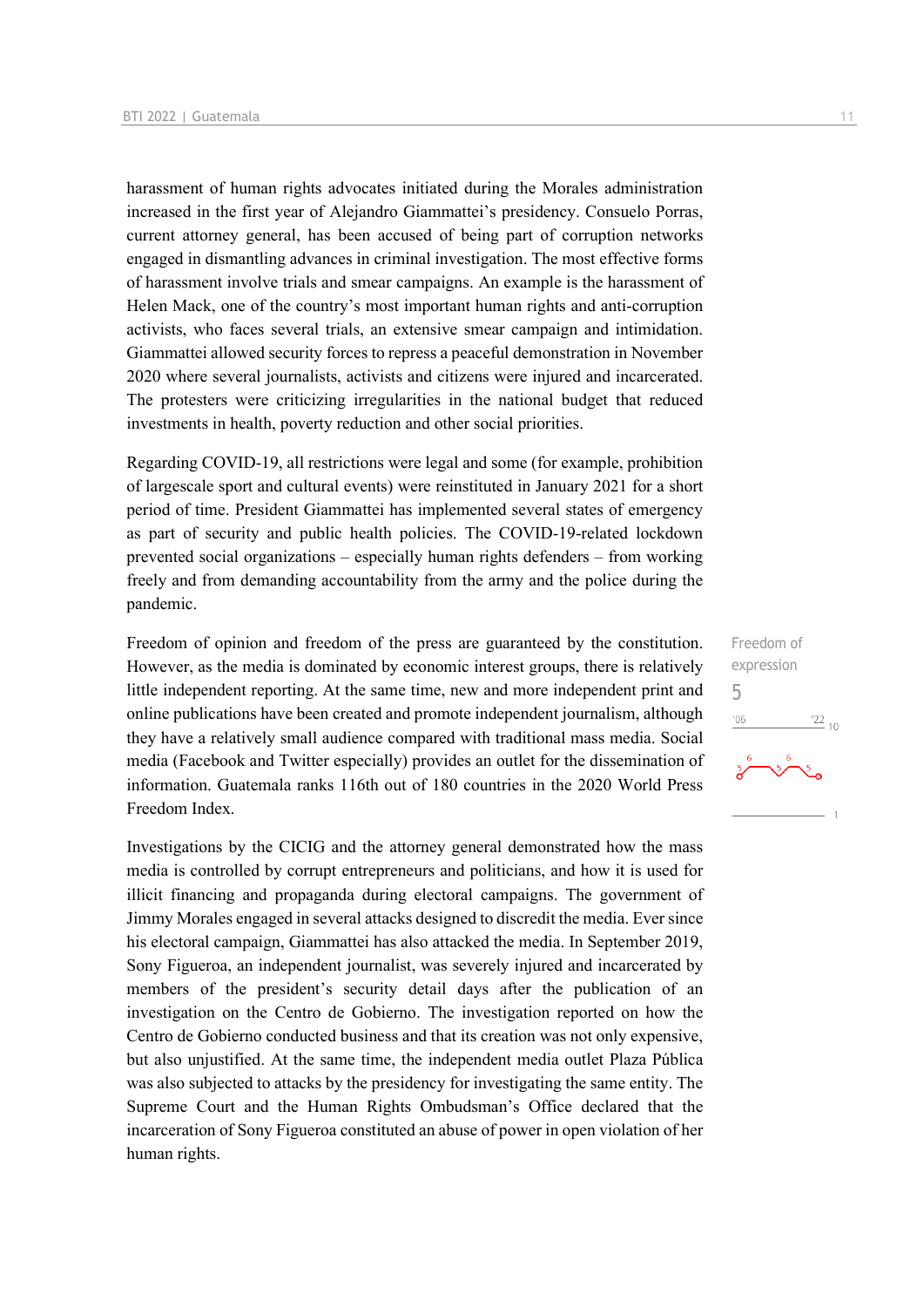harassment of human rights advocates initiated during the Morales administration increased in the first year of Alejandro Giammattei's presidency. Consuelo Porras, current attorney general, has been accused of being part of corruption networks engaged in dismantling advances in criminal investigation. The most effective forms of harassment involve trials and smear campaigns. An example is the harassment of Helen Mack, one of the country's most important human rights and anti-corruption activists, who faces several trials, an extensive smear campaign and intimidation. Giammattei allowed security forces to repress a peaceful demonstration in November 2020 where several journalists, activists and citizens were injured and incarcerated. The protesters were criticizing irregularities in the national budget that reduced investments in health, poverty reduction and other social priorities.

Regarding COVID-19, all restrictions were legal and some (for example, prohibition of largescale sport and cultural events) were reinstituted in January 2021 for a short period of time. President Giammattei has implemented several states of emergency as part of security and public health policies. The COVID-19-related lockdown prevented social organizations – especially human rights defenders – from working freely and from demanding accountability from the army and the police during the pandemic.

Freedom of expression
5

Freedom of opinion and freedom of the press are guaranteed by the constitution. However, as the media is dominated by economic interest groups, there is relatively little independent reporting. At the same time, new and more independent print and online publications have been created and promote independent journalism, although they have a relatively small audience compared with traditional mass media. Social media (Facebook and Twitter especially) provides an outlet for the dissemination of information. Guatemala ranks 116th out of 180 countries in the 2020 World Press Freedom Index.

Investigations by the CICIG and the attorney general demonstrated how the mass media is controlled by corrupt entrepreneurs and politicians, and how it is used for illicit financing and propaganda during electoral campaigns. The government of Jimmy Morales engaged in several attacks designed to discredit the media. Ever since his electoral campaign, Giammattei has also attacked the media. In September 2019, Sony Figueroa, an independent journalist, was severely injured and incarcerated by members of the president's security detail days after the publication of an investigation on the Centro de Gobierno. The investigation reported on how the Centro de Gobierno conducted business and that its creation was not only expensive, but also unjustified. At the same time, the independent media outlet Plaza Pública was also subjected to attacks by the presidency for investigating the same entity. The Supreme Court and the Human Rights Ombudsman's Office declared that the incarceration of Sony Figueroa constituted an abuse of power in open violation of her human rights.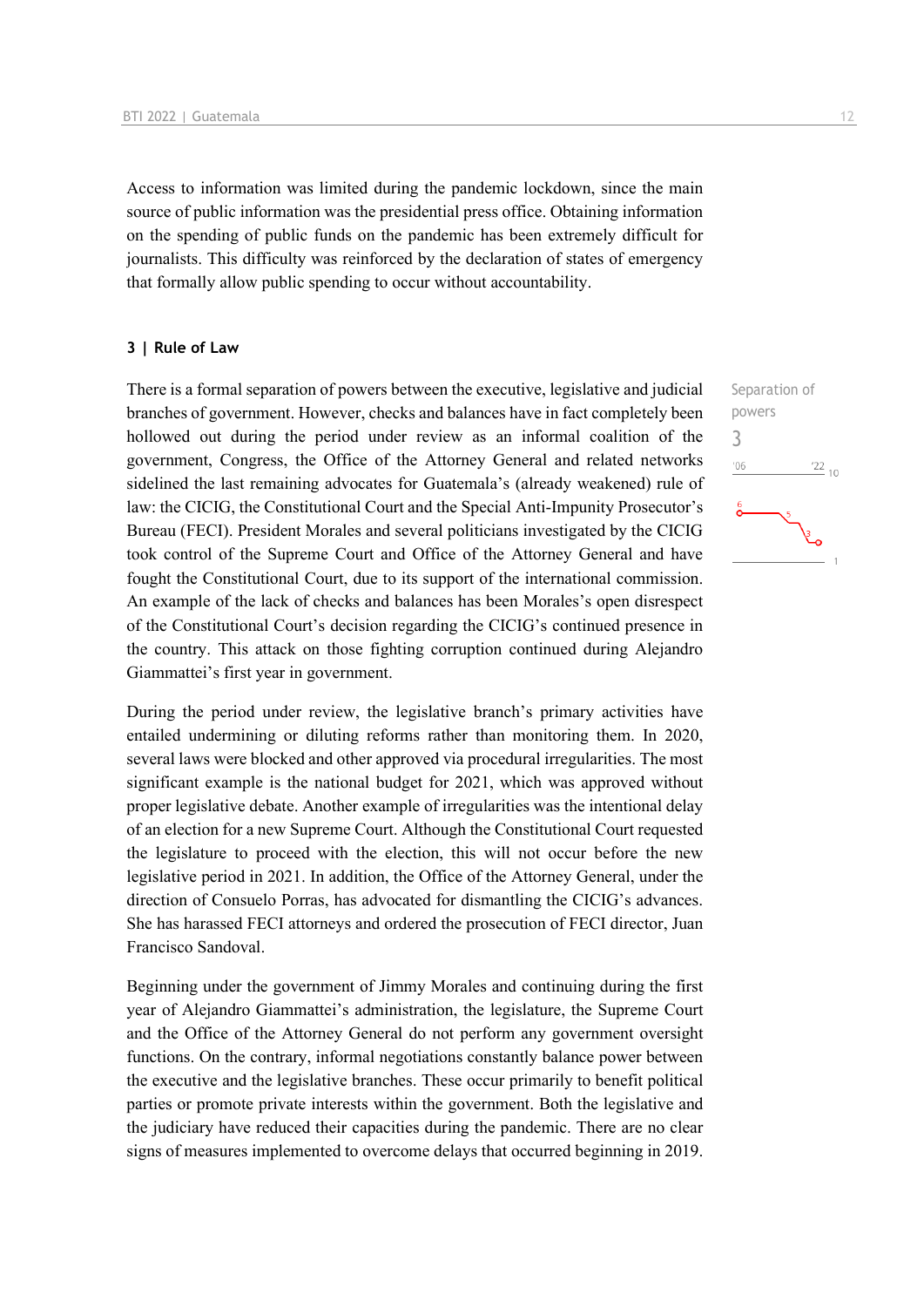Access to information was limited during the pandemic lockdown, since the main source of public information was the presidential press office. Obtaining information on the spending of public funds on the pandemic has been extremely difficult for journalists. This difficulty was reinforced by the declaration of states of emergency that formally allow public spending to occur without accountability.

### 3 | Rule of Law

Separation of powers
3

There is a formal separation of powers between the executive, legislative and judicial branches of government. However, checks and balances have in fact completely been hollowed out during the period under review as an informal coalition of the government, Congress, the Office of the Attorney General and related networks sidelined the last remaining advocates for Guatemala's (already weakened) rule of law: the CICIG, the Constitutional Court and the Special Anti-Impunity Prosecutor's Bureau (FECI). President Morales and several politicians investigated by the CICIG took control of the Supreme Court and Office of the Attorney General and have fought the Constitutional Court, due to its support of the international commission. An example of the lack of checks and balances has been Morales's open disrespect of the Constitutional Court's decision regarding the CICIG's continued presence in the country. This attack on those fighting corruption continued during Alejandro Giammattei's first year in government.

During the period under review, the legislative branch's primary activities have entailed undermining or diluting reforms rather than monitoring them. In 2020, several laws were blocked and other approved via procedural irregularities. The most significant example is the national budget for 2021, which was approved without proper legislative debate. Another example of irregularities was the intentional delay of an election for a new Supreme Court. Although the Constitutional Court requested the legislature to proceed with the election, this will not occur before the new legislative period in 2021. In addition, the Office of the Attorney General, under the direction of Consuelo Porras, has advocated for dismantling the CICIG's advances. She has harassed FECI attorneys and ordered the prosecution of FECI director, Juan Francisco Sandoval.

Beginning under the government of Jimmy Morales and continuing during the first year of Alejandro Giammattei's administration, the legislature, the Supreme Court and the Office of the Attorney General do not perform any government oversight functions. On the contrary, informal negotiations constantly balance power between the executive and the legislative branches. These occur primarily to benefit political parties or promote private interests within the government. Both the legislative and the judiciary have reduced their capacities during the pandemic. There are no clear signs of measures implemented to overcome delays that occurred beginning in 2019.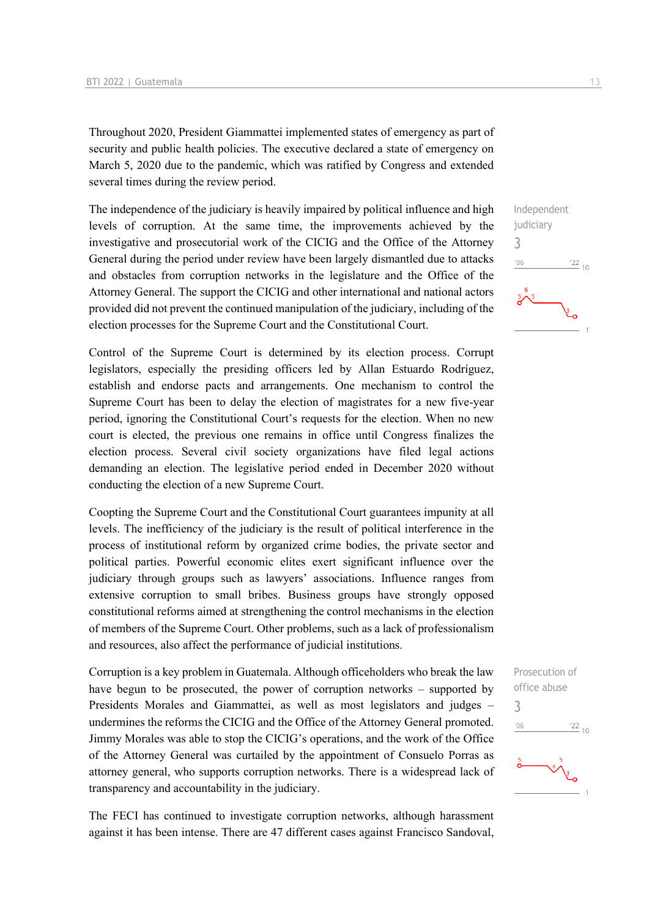Throughout 2020, President Giammattei implemented states of emergency as part of security and public health policies. The executive declared a state of emergency on March 5, 2020 due to the pandemic, which was ratified by Congress and extended several times during the review period.

Independent judiciary

3

The independence of the judiciary is heavily impaired by political influence and high levels of corruption. At the same time, the improvements achieved by the investigative and prosecutorial work of the CICIG and the Office of the Attorney General during the period under review have been largely dismantled due to attacks and obstacles from corruption networks in the legislature and the Office of the Attorney General. The support the CICIG and other international and national actors provided did not prevent the continued manipulation of the judiciary, including of the election processes for the Supreme Court and the Constitutional Court.

Control of the Supreme Court is determined by its election process. Corrupt legislators, especially the presiding officers led by Allan Estuardo Rodríguez, establish and endorse pacts and arrangements. One mechanism to control the Supreme Court has been to delay the election of magistrates for a new five-year period, ignoring the Constitutional Court's requests for the election. When no new court is elected, the previous one remains in office until Congress finalizes the election process. Several civil society organizations have filed legal actions demanding an election. The legislative period ended in December 2020 without conducting the election of a new Supreme Court.

Coopting the Supreme Court and the Constitutional Court guarantees impunity at all levels. The inefficiency of the judiciary is the result of political interference in the process of institutional reform by organized crime bodies, the private sector and political parties. Powerful economic elites exert significant influence over the judiciary through groups such as lawyers' associations. Influence ranges from extensive corruption to small bribes. Business groups have strongly opposed constitutional reforms aimed at strengthening the control mechanisms in the election of members of the Supreme Court. Other problems, such as a lack of professionalism and resources, also affect the performance of judicial institutions.

Prosecution of office abuse

3

Corruption is a key problem in Guatemala. Although officeholders who break the law have begun to be prosecuted, the power of corruption networks – supported by Presidents Morales and Giammattei, as well as most legislators and judges – undermines the reforms the CICIG and the Office of the Attorney General promoted. Jimmy Morales was able to stop the CICIG's operations, and the work of the Office of the Attorney General was curtailed by the appointment of Consuelo Porras as attorney general, who supports corruption networks. There is a widespread lack of transparency and accountability in the judiciary.

The FECI has continued to investigate corruption networks, although harassment against it has been intense. There are 47 different cases against Francisco Sandoval,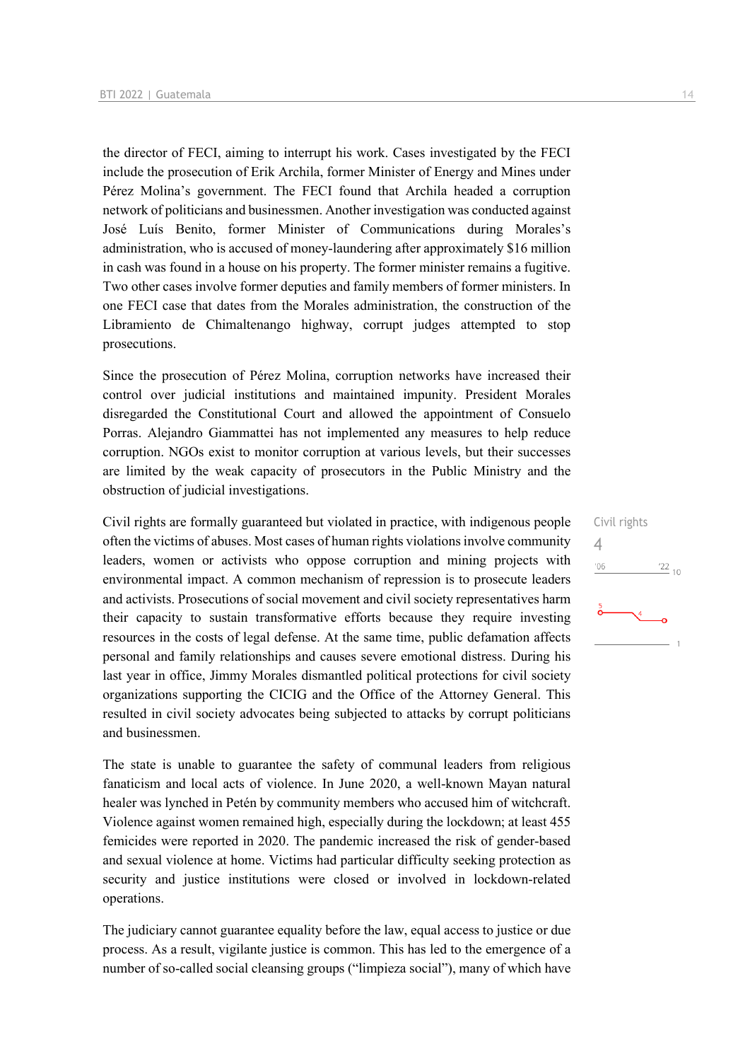the director of FECI, aiming to interrupt his work. Cases investigated by the FECI include the prosecution of Erik Archila, former Minister of Energy and Mines under Pérez Molina's government. The FECI found that Archila headed a corruption network of politicians and businessmen. Another investigation was conducted against José Luís Benito, former Minister of Communications during Morales's administration, who is accused of money-laundering after approximately $16 million in cash was found in a house on his property. The former minister remains a fugitive. Two other cases involve former deputies and family members of former ministers. In one FECI case that dates from the Morales administration, the construction of the Libramiento de Chimaltenango highway, corrupt judges attempted to stop prosecutions.

Since the prosecution of Pérez Molina, corruption networks have increased their control over judicial institutions and maintained impunity. President Morales disregarded the Constitutional Court and allowed the appointment of Consuelo Porras. Alejandro Giammattei has not implemented any measures to help reduce corruption. NGOs exist to monitor corruption at various levels, but their successes are limited by the weak capacity of prosecutors in the Public Ministry and the obstruction of judicial investigations.

Civil rights
4

Civil rights are formally guaranteed but violated in practice, with indigenous people often the victims of abuses. Most cases of human rights violations involve community leaders, women or activists who oppose corruption and mining projects with environmental impact. A common mechanism of repression is to prosecute leaders and activists. Prosecutions of social movement and civil society representatives harm their capacity to sustain transformative efforts because they require investing resources in the costs of legal defense. At the same time, public defamation affects personal and family relationships and causes severe emotional distress. During his last year in office, Jimmy Morales dismantled political protections for civil society organizations supporting the CICIG and the Office of the Attorney General. This resulted in civil society advocates being subjected to attacks by corrupt politicians and businessmen.

The state is unable to guarantee the safety of communal leaders from religious fanaticism and local acts of violence. In June 2020, a well-known Mayan natural healer was lynched in Petén by community members who accused him of witchcraft. Violence against women remained high, especially during the lockdown; at least 455 femicides were reported in 2020. The pandemic increased the risk of gender-based and sexual violence at home. Victims had particular difficulty seeking protection as security and justice institutions were closed or involved in lockdown-related operations.

The judiciary cannot guarantee equality before the law, equal access to justice or due process. As a result, vigilante justice is common. This has led to the emergence of a number of so-called social cleansing groups ("limpieza social"), many of which have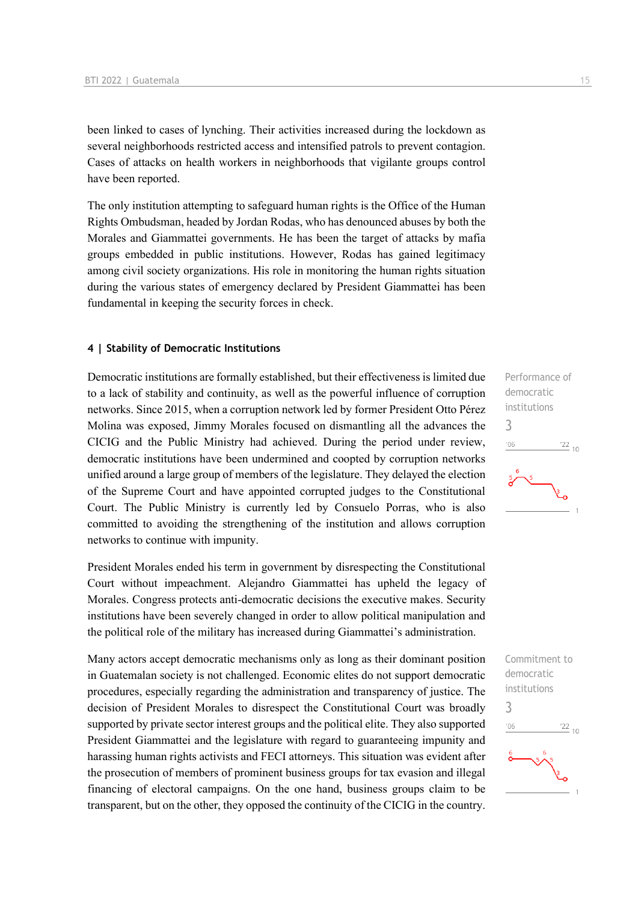been linked to cases of lynching. Their activities increased during the lockdown as several neighborhoods restricted access and intensified patrols to prevent contagion. Cases of attacks on health workers in neighborhoods that vigilante groups control have been reported.

The only institution attempting to safeguard human rights is the Office of the Human Rights Ombudsman, headed by Jordan Rodas, who has denounced abuses by both the Morales and Giammattei governments. He has been the target of attacks by mafia groups embedded in public institutions. However, Rodas has gained legitimacy among civil society organizations. His role in monitoring the human rights situation during the various states of emergency declared by President Giammattei has been fundamental in keeping the security forces in check.

## 4 | Stability of Democratic Institutions

Performance of democratic institutions

3

Democratic institutions are formally established, but their effectiveness is limited due to a lack of stability and continuity, as well as the powerful influence of corruption networks. Since 2015, when a corruption network led by former President Otto Pérez Molina was exposed, Jimmy Morales focused on dismantling all the advances the CICIG and the Public Ministry had achieved. During the period under review, democratic institutions have been undermined and coopted by corruption networks unified around a large group of members of the legislature. They delayed the election of the Supreme Court and have appointed corrupted judges to the Constitutional Court. The Public Ministry is currently led by Consuelo Porras, who is also committed to avoiding the strengthening of the institution and allows corruption networks to continue with impunity.

President Morales ended his term in government by disrespecting the Constitutional Court without impeachment. Alejandro Giammattei has upheld the legacy of Morales. Congress protects anti-democratic decisions the executive makes. Security institutions have been severely changed in order to allow political manipulation and the political role of the military has increased during Giammattei's administration.

Commitment to democratic institutions

3

Many actors accept democratic mechanisms only as long as their dominant position in Guatemalan society is not challenged. Economic elites do not support democratic procedures, especially regarding the administration and transparency of justice. The decision of President Morales to disrespect the Constitutional Court was broadly supported by private sector interest groups and the political elite. They also supported President Giammattei and the legislature with regard to guaranteeing impunity and harassing human rights activists and FECI attorneys. This situation was evident after the prosecution of members of prominent business groups for tax evasion and illegal financing of electoral campaigns. On the one hand, business groups claim to be transparent, but on the other, they opposed the continuity of the CICIG in the country.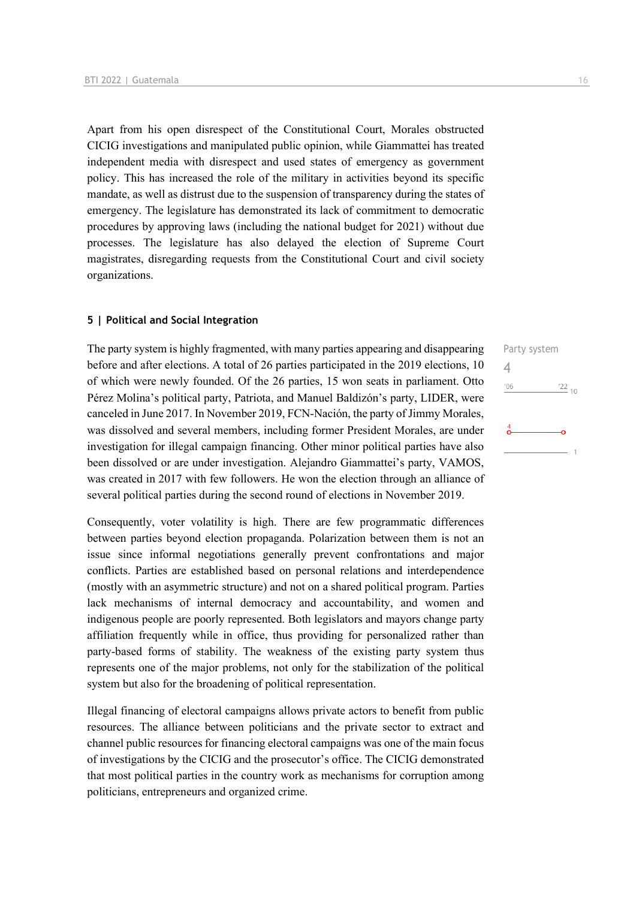Apart from his open disrespect of the Constitutional Court, Morales obstructed CICIG investigations and manipulated public opinion, while Giammattei has treated independent media with disrespect and used states of emergency as government policy. This has increased the role of the military in activities beyond its specific mandate, as well as distrust due to the suspension of transparency during the states of emergency. The legislature has demonstrated its lack of commitment to democratic procedures by approving laws (including the national budget for 2021) without due processes. The legislature has also delayed the election of Supreme Court magistrates, disregarding requests from the Constitutional Court and civil society organizations.

### 5 | Political and Social Integration

Party system
4

The party system is highly fragmented, with many parties appearing and disappearing before and after elections. A total of 26 parties participated in the 2019 elections, 10 of which were newly founded. Of the 26 parties, 15 won seats in parliament. Otto Pérez Molina's political party, Patriota, and Manuel Baldizón's party, LIDER, were canceled in June 2017. In November 2019, FCN-Nación, the party of Jimmy Morales, was dissolved and several members, including former President Morales, are under investigation for illegal campaign financing. Other minor political parties have also been dissolved or are under investigation. Alejandro Giammattei's party, VAMOS, was created in 2017 with few followers. He won the election through an alliance of several political parties during the second round of elections in November 2019.

Consequently, voter volatility is high. There are few programmatic differences between parties beyond election propaganda. Polarization between them is not an issue since informal negotiations generally prevent confrontations and major conflicts. Parties are established based on personal relations and interdependence (mostly with an asymmetric structure) and not on a shared political program. Parties lack mechanisms of internal democracy and accountability, and women and indigenous people are poorly represented. Both legislators and mayors change party affiliation frequently while in office, thus providing for personalized rather than party-based forms of stability. The weakness of the existing party system thus represents one of the major problems, not only for the stabilization of the political system but also for the broadening of political representation.

Illegal financing of electoral campaigns allows private actors to benefit from public resources. The alliance between politicians and the private sector to extract and channel public resources for financing electoral campaigns was one of the main focus of investigations by the CICIG and the prosecutor's office. The CICIG demonstrated that most political parties in the country work as mechanisms for corruption among politicians, entrepreneurs and organized crime.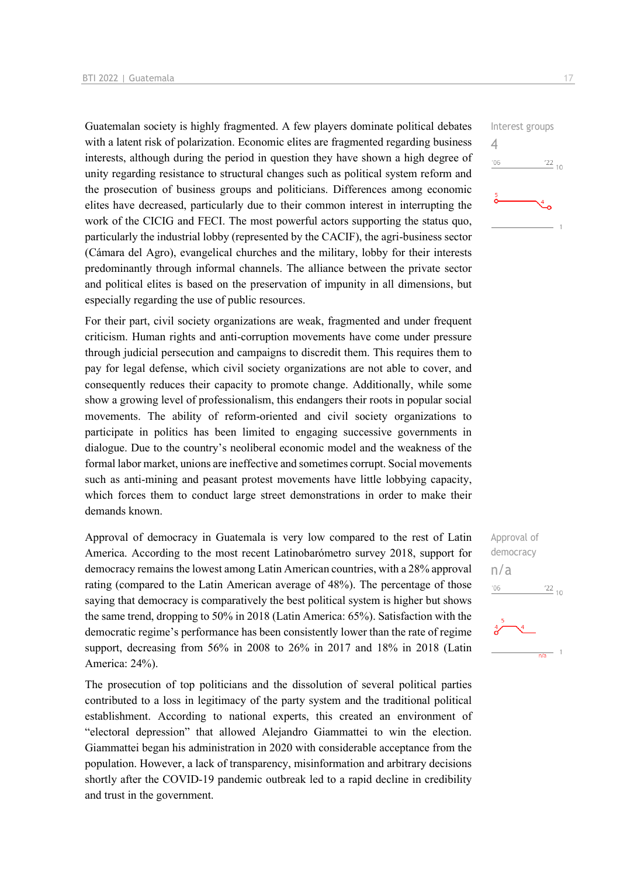Guatemalan society is highly fragmented. A few players dominate political debates with a latent risk of polarization. Economic elites are fragmented regarding business interests, although during the period in question they have shown a high degree of unity regarding resistance to structural changes such as political system reform and the prosecution of business groups and politicians. Differences among economic elites have decreased, particularly due to their common interest in interrupting the work of the CICIG and FECI. The most powerful actors supporting the status quo, particularly the industrial lobby (represented by the CACIF), the agri-business sector (Cámara del Agro), evangelical churches and the military, lobby for their interests predominantly through informal channels. The alliance between the private sector and political elites is based on the preservation of impunity in all dimensions, but especially regarding the use of public resources.

Interest groups
4

For their part, civil society organizations are weak, fragmented and under frequent criticism. Human rights and anti-corruption movements have come under pressure through judicial persecution and campaigns to discredit them. This requires them to pay for legal defense, which civil society organizations are not able to cover, and consequently reduces their capacity to promote change. Additionally, while some show a growing level of professionalism, this endangers their roots in popular social movements. The ability of reform-oriented and civil society organizations to participate in politics has been limited to engaging successive governments in dialogue. Due to the country's neoliberal economic model and the weakness of the formal labor market, unions are ineffective and sometimes corrupt. Social movements such as anti-mining and peasant protest movements have little lobbying capacity, which forces them to conduct large street demonstrations in order to make their demands known.

Approval of democracy in Guatemala is very low compared to the rest of Latin America. According to the most recent Latinobarómetro survey 2018, support for democracy remains the lowest among Latin American countries, with a 28% approval rating (compared to the Latin American average of 48%). The percentage of those saying that democracy is comparatively the best political system is higher but shows the same trend, dropping to 50% in 2018 (Latin America: 65%). Satisfaction with the democratic regime's performance has been consistently lower than the rate of regime support, decreasing from 56% in 2008 to 26% in 2017 and 18% in 2018 (Latin America: 24%).

Approval of democracy
n/a

The prosecution of top politicians and the dissolution of several political parties contributed to a loss in legitimacy of the party system and the traditional political establishment. According to national experts, this created an environment of "electoral depression" that allowed Alejandro Giammattei to win the election. Giammattei began his administration in 2020 with considerable acceptance from the population. However, a lack of transparency, misinformation and arbitrary decisions shortly after the COVID-19 pandemic outbreak led to a rapid decline in credibility and trust in the government.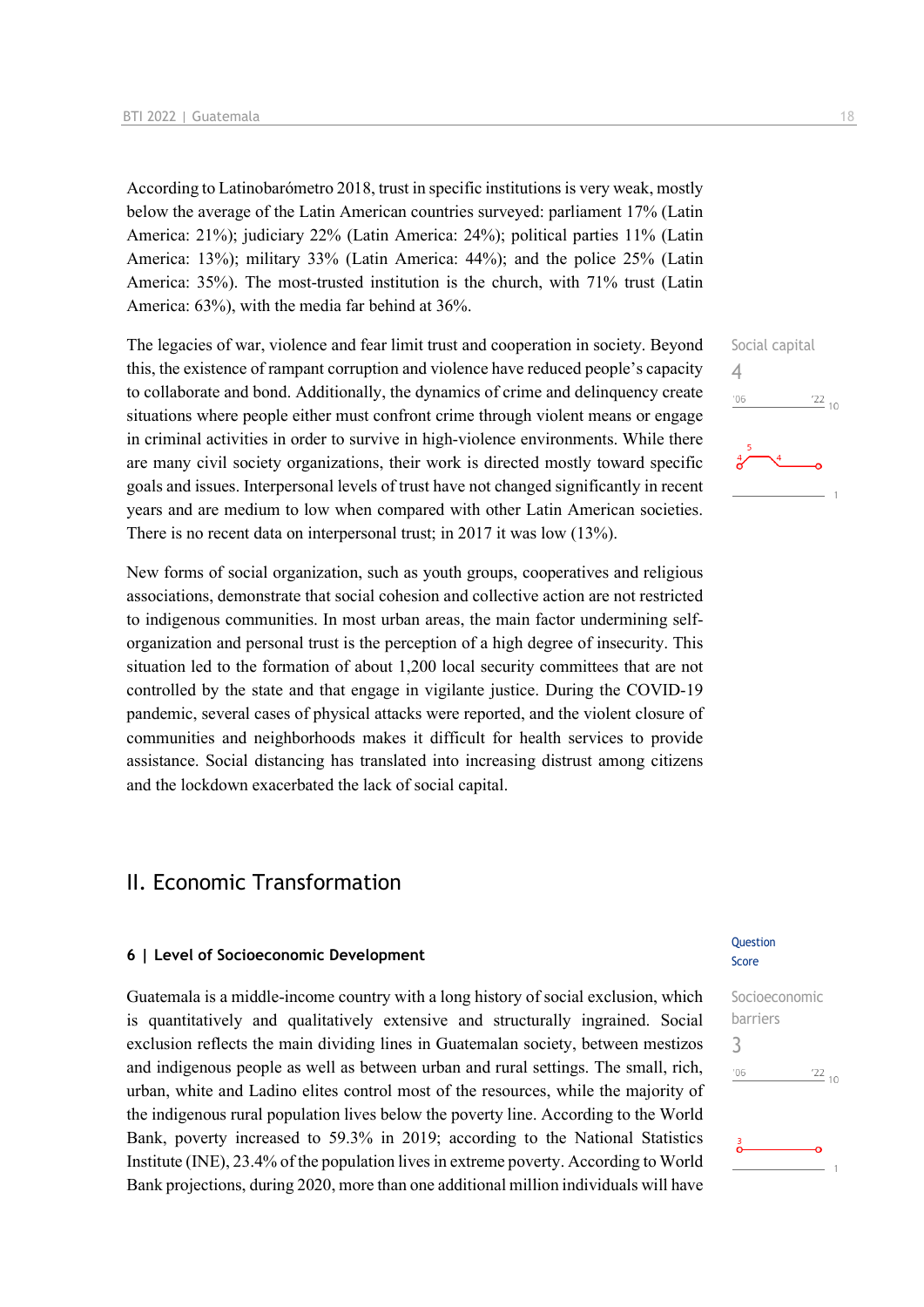According to Latinobarómetro 2018, trust in specific institutions is very weak, mostly below the average of the Latin American countries surveyed: parliament 17% (Latin America: 21%); judiciary 22% (Latin America: 24%); political parties 11% (Latin America: 13%); military 33% (Latin America: 44%); and the police 25% (Latin America: 35%). The most-trusted institution is the church, with 71% trust (Latin America: 63%), with the media far behind at 36%.

Social capital
4

The legacies of war, violence and fear limit trust and cooperation in society. Beyond this, the existence of rampant corruption and violence have reduced people's capacity to collaborate and bond. Additionally, the dynamics of crime and delinquency create situations where people either must confront crime through violent means or engage in criminal activities in order to survive in high-violence environments. While there are many civil society organizations, their work is directed mostly toward specific goals and issues. Interpersonal levels of trust have not changed significantly in recent years and are medium to low when compared with other Latin American societies. There is no recent data on interpersonal trust; in 2017 it was low (13%).

New forms of social organization, such as youth groups, cooperatives and religious associations, demonstrate that social cohesion and collective action are not restricted to indigenous communities. In most urban areas, the main factor undermining self-organization and personal trust is the perception of a high degree of insecurity. This situation led to the formation of about 1,200 local security committees that are not controlled by the state and that engage in vigilante justice. During the COVID-19 pandemic, several cases of physical attacks were reported, and the violent closure of communities and neighborhoods makes it difficult for health services to provide assistance. Social distancing has translated into increasing distrust among citizens and the lockdown exacerbated the lack of social capital.

## II. Economic Transformation

### 6 | Level of Socioeconomic Development

Question Score

Socioeconomic barriers
3

Guatemala is a middle-income country with a long history of social exclusion, which is quantitatively and qualitatively extensive and structurally ingrained. Social exclusion reflects the main dividing lines in Guatemalan society, between mestizos and indigenous people as well as between urban and rural settings. The small, rich, urban, white and Ladino elites control most of the resources, while the majority of the indigenous rural population lives below the poverty line. According to the World Bank, poverty increased to 59.3% in 2019; according to the National Statistics Institute (INE), 23.4% of the population lives in extreme poverty. According to World Bank projections, during 2020, more than one additional million individuals will have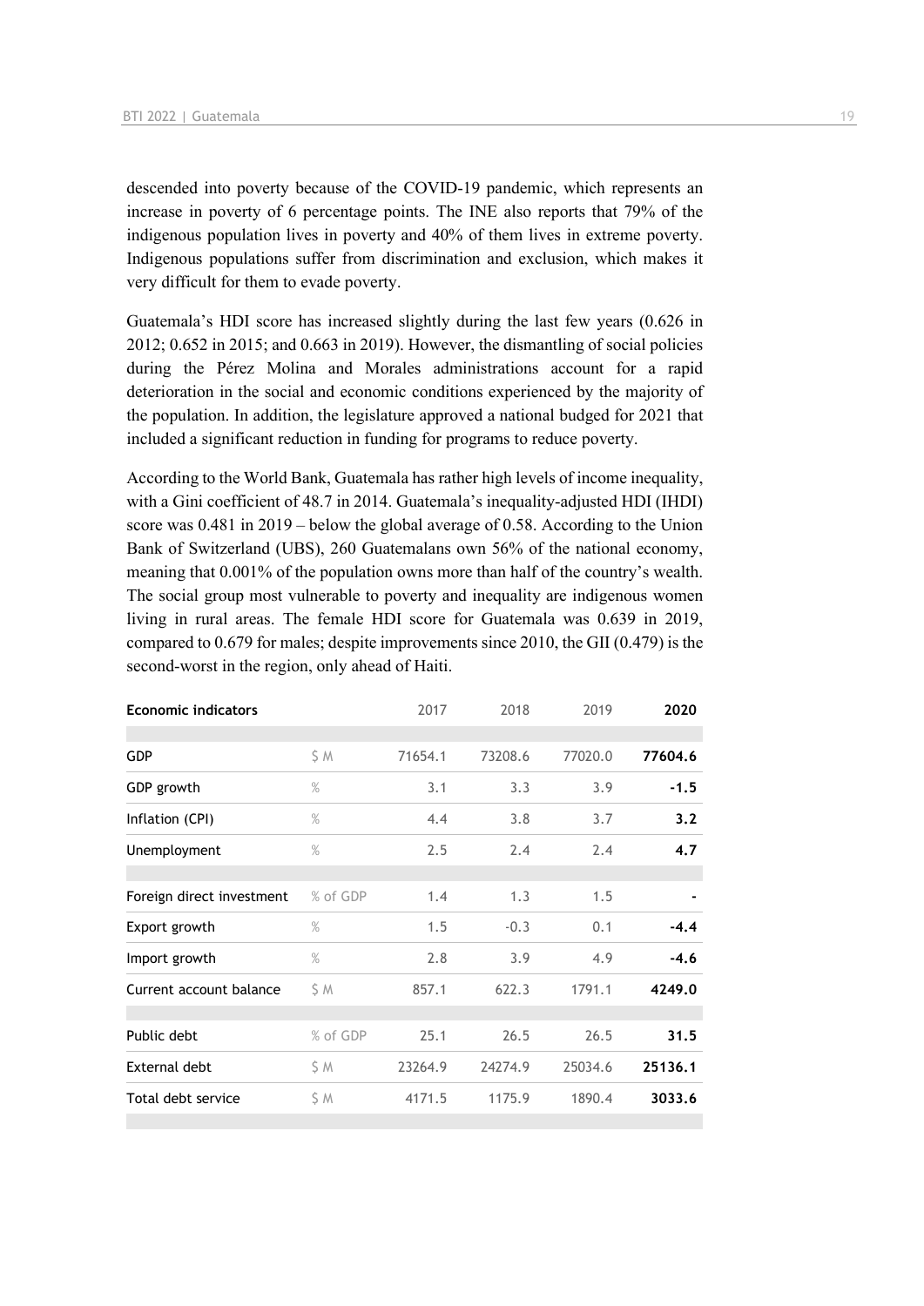descended into poverty because of the COVID-19 pandemic, which represents an increase in poverty of 6 percentage points. The INE also reports that 79% of the indigenous population lives in poverty and 40% of them lives in extreme poverty. Indigenous populations suffer from discrimination and exclusion, which makes it very difficult for them to evade poverty.

Guatemala's HDI score has increased slightly during the last few years (0.626 in 2012; 0.652 in 2015; and 0.663 in 2019). However, the dismantling of social policies during the Pérez Molina and Morales administrations account for a rapid deterioration in the social and economic conditions experienced by the majority of the population. In addition, the legislature approved a national budged for 2021 that included a significant reduction in funding for programs to reduce poverty.

According to the World Bank, Guatemala has rather high levels of income inequality, with a Gini coefficient of 48.7 in 2014. Guatemala's inequality-adjusted HDI (IHDI) score was 0.481 in 2019 – below the global average of 0.58. According to the Union Bank of Switzerland (UBS), 260 Guatemalans own 56% of the national economy, meaning that 0.001% of the population owns more than half of the country's wealth. The social group most vulnerable to poverty and inequality are indigenous women living in rural areas. The female HDI score for Guatemala was 0.639 in 2019, compared to 0.679 for males; despite improvements since 2010, the GII (0.479) is the second-worst in the region, only ahead of Haiti.

| Economic indicators | | 2017 | 2018 | 2019 | 2020 |
|---|---|---|---|---|---|
| GDP | $ M | 71654.1 | 73208.6 | 77020.0 | **77604.6** |
| GDP growth | % | 3.1 | 3.3 | 3.9 | **-1.5** |
| Inflation (CPI) | % | 4.4 | 3.8 | 3.7 | **3.2** |
| Unemployment | % | 2.5 | 2.4 | 2.4 | **4.7** |
| Foreign direct investment | % of GDP | 1.4 | 1.3 | 1.5 | **-** |
| Export growth | % | 1.5 | -0.3 | 0.1 | **-4.4** |
| Import growth | % | 2.8 | 3.9 | 4.9 | **-4.6** |
| Current account balance | $ M | 857.1 | 622.3 | 1791.1 | **4249.0** |
| Public debt | % of GDP | 25.1 | 26.5 | 26.5 | **31.5** |
| External debt | $ M | 23264.9 | 24274.9 | 25034.6 | **25136.1** |
| Total debt service | $ M | 4171.5 | 1175.9 | 1890.4 | **3033.6** |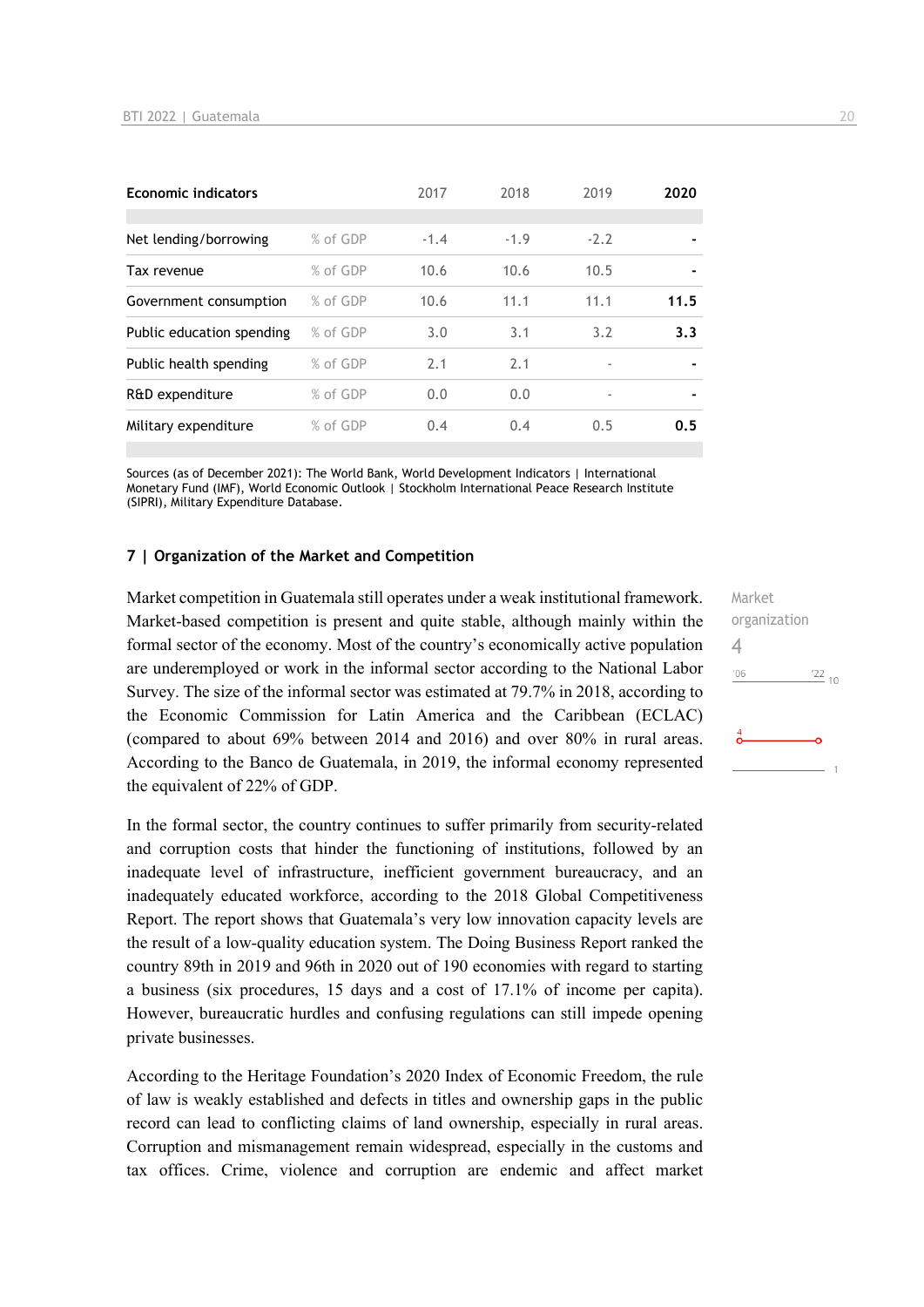| Economic indicators | | 2017 | 2018 | 2019 | **2020** |
|---|---|---|---|---|---|
| Net lending/borrowing | % of GDP | -1.4 | -1.9 | -2.2 | **-** |
| Tax revenue | % of GDP | 10.6 | 10.6 | 10.5 | **-** |
| Government consumption | % of GDP | 10.6 | 11.1 | 11.1 | **11.5** |
| Public education spending | % of GDP | 3.0 | 3.1 | 3.2 | **3.3** |
| Public health spending | % of GDP | 2.1 | 2.1 | - | **-** |
| R&D expenditure | % of GDP | 0.0 | 0.0 | - | **-** |
| Military expenditure | % of GDP | 0.4 | 0.4 | 0.5 | **0.5** |

Sources (as of December 2021): The World Bank, World Development Indicators | International Monetary Fund (IMF), World Economic Outlook | Stockholm International Peace Research Institute (SIPRI), Military Expenditure Database.

## 7 | Organization of the Market and Competition

Market organization
4
'06 '22 10
1

Market competition in Guatemala still operates under a weak institutional framework. Market-based competition is present and quite stable, although mainly within the formal sector of the economy. Most of the country's economically active population are underemployed or work in the informal sector according to the National Labor Survey. The size of the informal sector was estimated at 79.7% in 2018, according to the Economic Commission for Latin America and the Caribbean (ECLAC) (compared to about 69% between 2014 and 2016) and over 80% in rural areas. According to the Banco de Guatemala, in 2019, the informal economy represented the equivalent of 22% of GDP.

In the formal sector, the country continues to suffer primarily from security-related and corruption costs that hinder the functioning of institutions, followed by an inadequate level of infrastructure, inefficient government bureaucracy, and an inadequately educated workforce, according to the 2018 Global Competitiveness Report. The report shows that Guatemala's very low innovation capacity levels are the result of a low-quality education system. The Doing Business Report ranked the country 89th in 2019 and 96th in 2020 out of 190 economies with regard to starting a business (six procedures, 15 days and a cost of 17.1% of income per capita). However, bureaucratic hurdles and confusing regulations can still impede opening private businesses.

According to the Heritage Foundation's 2020 Index of Economic Freedom, the rule of law is weakly established and defects in titles and ownership gaps in the public record can lead to conflicting claims of land ownership, especially in rural areas. Corruption and mismanagement remain widespread, especially in the customs and tax offices. Crime, violence and corruption are endemic and affect market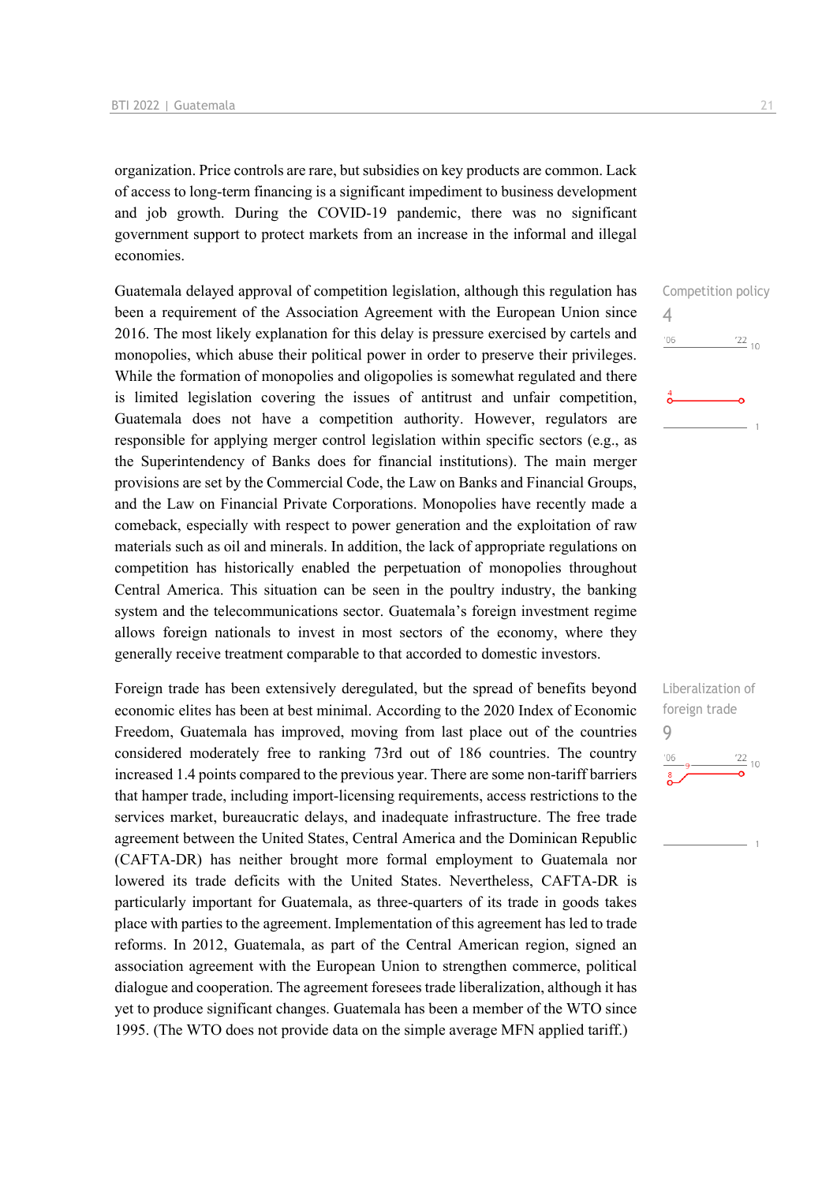organization. Price controls are rare, but subsidies on key products are common. Lack of access to long-term financing is a significant impediment to business development and job growth. During the COVID-19 pandemic, there was no significant government support to protect markets from an increase in the informal and illegal economies.

Competition policy
4

Guatemala delayed approval of competition legislation, although this regulation has been a requirement of the Association Agreement with the European Union since 2016. The most likely explanation for this delay is pressure exercised by cartels and monopolies, which abuse their political power in order to preserve their privileges. While the formation of monopolies and oligopolies is somewhat regulated and there is limited legislation covering the issues of antitrust and unfair competition, Guatemala does not have a competition authority. However, regulators are responsible for applying merger control legislation within specific sectors (e.g., as the Superintendency of Banks does for financial institutions). The main merger provisions are set by the Commercial Code, the Law on Banks and Financial Groups, and the Law on Financial Private Corporations. Monopolies have recently made a comeback, especially with respect to power generation and the exploitation of raw materials such as oil and minerals. In addition, the lack of appropriate regulations on competition has historically enabled the perpetuation of monopolies throughout Central America. This situation can be seen in the poultry industry, the banking system and the telecommunications sector. Guatemala's foreign investment regime allows foreign nationals to invest in most sectors of the economy, where they generally receive treatment comparable to that accorded to domestic investors.

Liberalization of foreign trade
9

Foreign trade has been extensively deregulated, but the spread of benefits beyond economic elites has been at best minimal. According to the 2020 Index of Economic Freedom, Guatemala has improved, moving from last place out of the countries considered moderately free to ranking 73rd out of 186 countries. The country increased 1.4 points compared to the previous year. There are some non-tariff barriers that hamper trade, including import-licensing requirements, access restrictions to the services market, bureaucratic delays, and inadequate infrastructure. The free trade agreement between the United States, Central America and the Dominican Republic (CAFTA-DR) has neither brought more formal employment to Guatemala nor lowered its trade deficits with the United States. Nevertheless, CAFTA-DR is particularly important for Guatemala, as three-quarters of its trade in goods takes place with parties to the agreement. Implementation of this agreement has led to trade reforms. In 2012, Guatemala, as part of the Central American region, signed an association agreement with the European Union to strengthen commerce, political dialogue and cooperation. The agreement foresees trade liberalization, although it has yet to produce significant changes. Guatemala has been a member of the WTO since 1995. (The WTO does not provide data on the simple average MFN applied tariff.)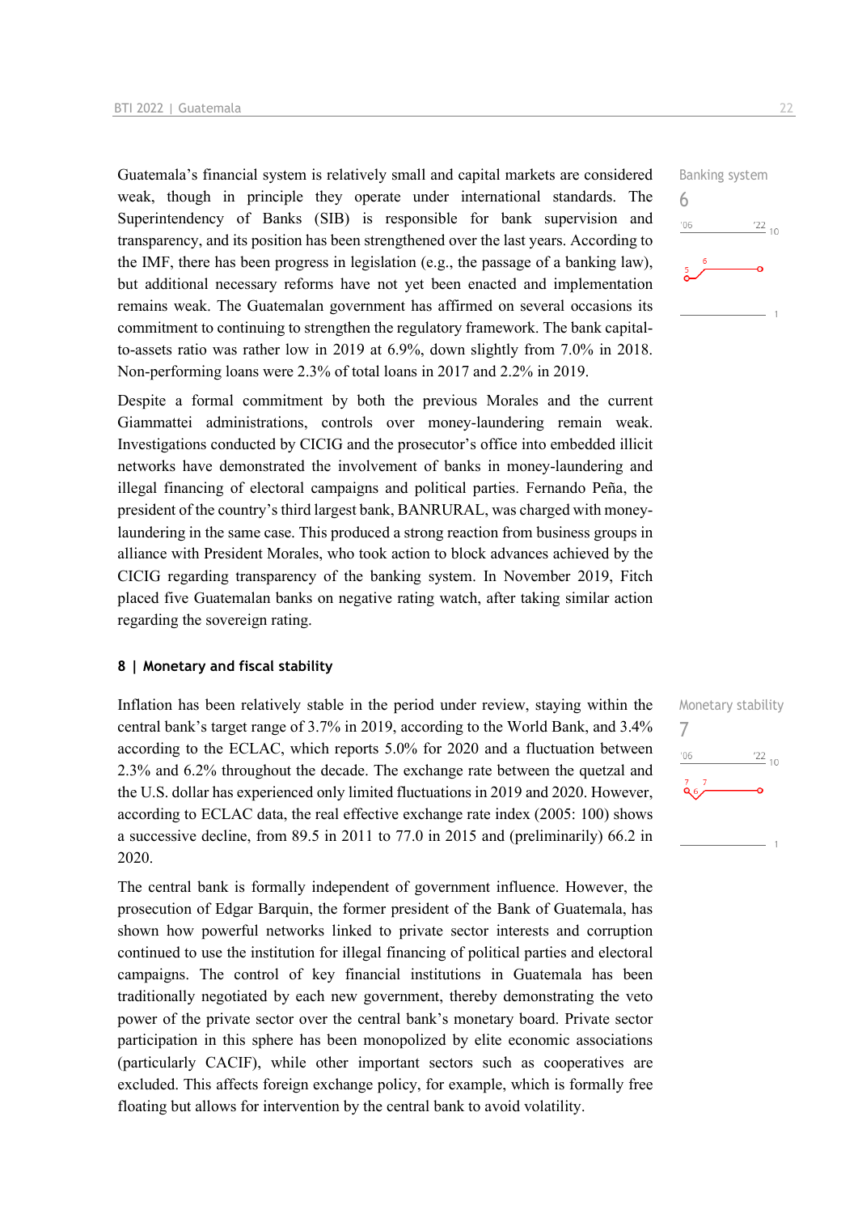Guatemala's financial system is relatively small and capital markets are considered weak, though in principle they operate under international standards. The Superintendency of Banks (SIB) is responsible for bank supervision and transparency, and its position has been strengthened over the last years. According to the IMF, there has been progress in legislation (e.g., the passage of a banking law), but additional necessary reforms have not yet been enacted and implementation remains weak. The Guatemalan government has affirmed on several occasions its commitment to continuing to strengthen the regulatory framework. The bank capital-to-assets ratio was rather low in 2019 at 6.9%, down slightly from 7.0% in 2018. Non-performing loans were 2.3% of total loans in 2017 and 2.2% in 2019.

Banking system
6

Despite a formal commitment by both the previous Morales and the current Giammattei administrations, controls over money-laundering remain weak. Investigations conducted by CICIG and the prosecutor's office into embedded illicit networks have demonstrated the involvement of banks in money-laundering and illegal financing of electoral campaigns and political parties. Fernando Peña, the president of the country's third largest bank, BANRURAL, was charged with money-laundering in the same case. This produced a strong reaction from business groups in alliance with President Morales, who took action to block advances achieved by the CICIG regarding transparency of the banking system. In November 2019, Fitch placed five Guatemalan banks on negative rating watch, after taking similar action regarding the sovereign rating.

### 8 | Monetary and fiscal stability

Inflation has been relatively stable in the period under review, staying within the central bank's target range of 3.7% in 2019, according to the World Bank, and 3.4% according to the ECLAC, which reports 5.0% for 2020 and a fluctuation between 2.3% and 6.2% throughout the decade. The exchange rate between the quetzal and the U.S. dollar has experienced only limited fluctuations in 2019 and 2020. However, according to ECLAC data, the real effective exchange rate index (2005: 100) shows a successive decline, from 89.5 in 2011 to 77.0 in 2015 and (preliminarily) 66.2 in 2020.

Monetary stability
7

The central bank is formally independent of government influence. However, the prosecution of Edgar Barquin, the former president of the Bank of Guatemala, has shown how powerful networks linked to private sector interests and corruption continued to use the institution for illegal financing of political parties and electoral campaigns. The control of key financial institutions in Guatemala has been traditionally negotiated by each new government, thereby demonstrating the veto power of the private sector over the central bank's monetary board. Private sector participation in this sphere has been monopolized by elite economic associations (particularly CACIF), while other important sectors such as cooperatives are excluded. This affects foreign exchange policy, for example, which is formally free floating but allows for intervention by the central bank to avoid volatility.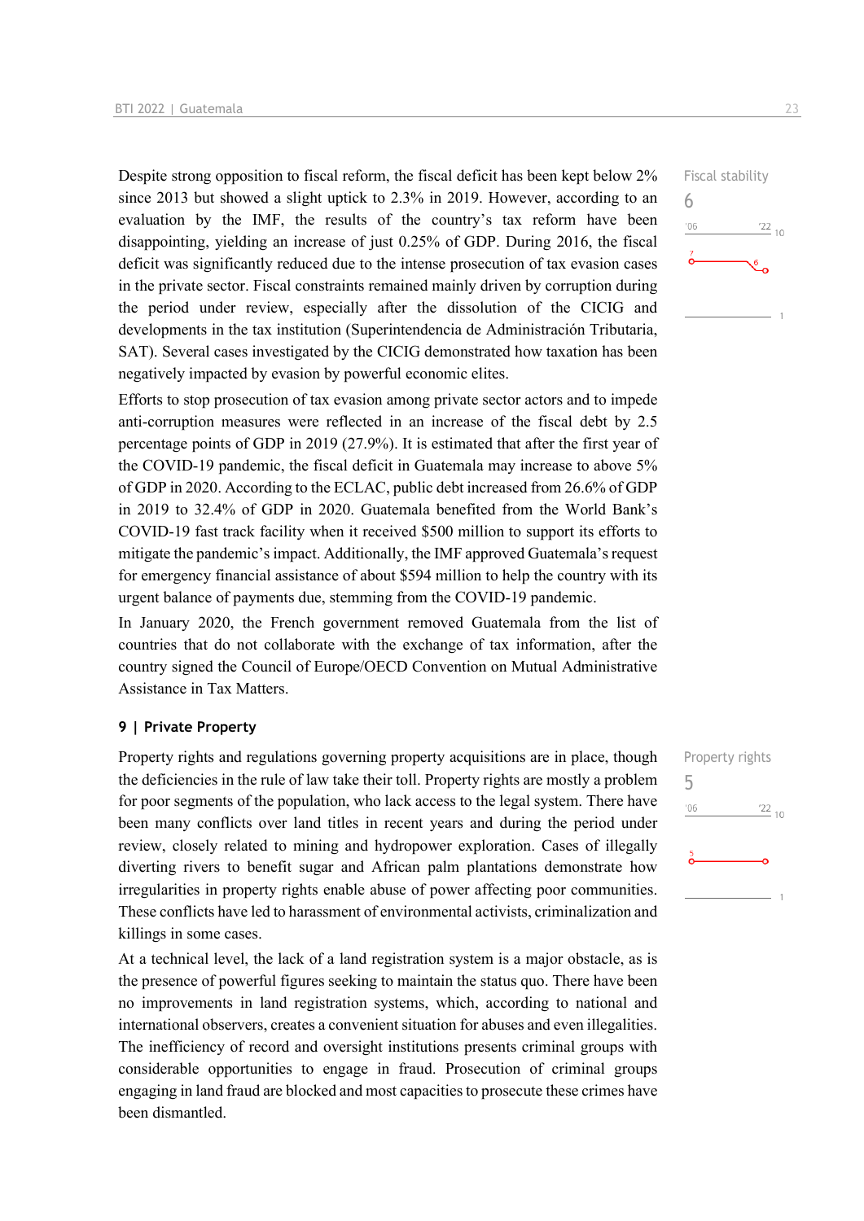Despite strong opposition to fiscal reform, the fiscal deficit has been kept below 2% since 2013 but showed a slight uptick to 2.3% in 2019. However, according to an evaluation by the IMF, the results of the country's tax reform have been disappointing, yielding an increase of just 0.25% of GDP. During 2016, the fiscal deficit was significantly reduced due to the intense prosecution of tax evasion cases in the private sector. Fiscal constraints remained mainly driven by corruption during the period under review, especially after the dissolution of the CICIG and developments in the tax institution (Superintendencia de Administración Tributaria, SAT). Several cases investigated by the CICIG demonstrated how taxation has been negatively impacted by evasion by powerful economic elites.

Fiscal stability
6

Efforts to stop prosecution of tax evasion among private sector actors and to impede anti-corruption measures were reflected in an increase of the fiscal debt by 2.5 percentage points of GDP in 2019 (27.9%). It is estimated that after the first year of the COVID-19 pandemic, the fiscal deficit in Guatemala may increase to above 5% of GDP in 2020. According to the ECLAC, public debt increased from 26.6% of GDP in 2019 to 32.4% of GDP in 2020. Guatemala benefited from the World Bank's COVID-19 fast track facility when it received $500 million to support its efforts to mitigate the pandemic's impact. Additionally, the IMF approved Guatemala's request for emergency financial assistance of about $594 million to help the country with its urgent balance of payments due, stemming from the COVID-19 pandemic.

In January 2020, the French government removed Guatemala from the list of countries that do not collaborate with the exchange of tax information, after the country signed the Council of Europe/OECD Convention on Mutual Administrative Assistance in Tax Matters.

## 9 | Private Property

Property rights and regulations governing property acquisitions are in place, though the deficiencies in the rule of law take their toll. Property rights are mostly a problem for poor segments of the population, who lack access to the legal system. There have been many conflicts over land titles in recent years and during the period under review, closely related to mining and hydropower exploration. Cases of illegally diverting rivers to benefit sugar and African palm plantations demonstrate how irregularities in property rights enable abuse of power affecting poor communities. These conflicts have led to harassment of environmental activists, criminalization and killings in some cases.

Property rights
5

At a technical level, the lack of a land registration system is a major obstacle, as is the presence of powerful figures seeking to maintain the status quo. There have been no improvements in land registration systems, which, according to national and international observers, creates a convenient situation for abuses and even illegalities. The inefficiency of record and oversight institutions presents criminal groups with considerable opportunities to engage in fraud. Prosecution of criminal groups engaging in land fraud are blocked and most capacities to prosecute these crimes have been dismantled.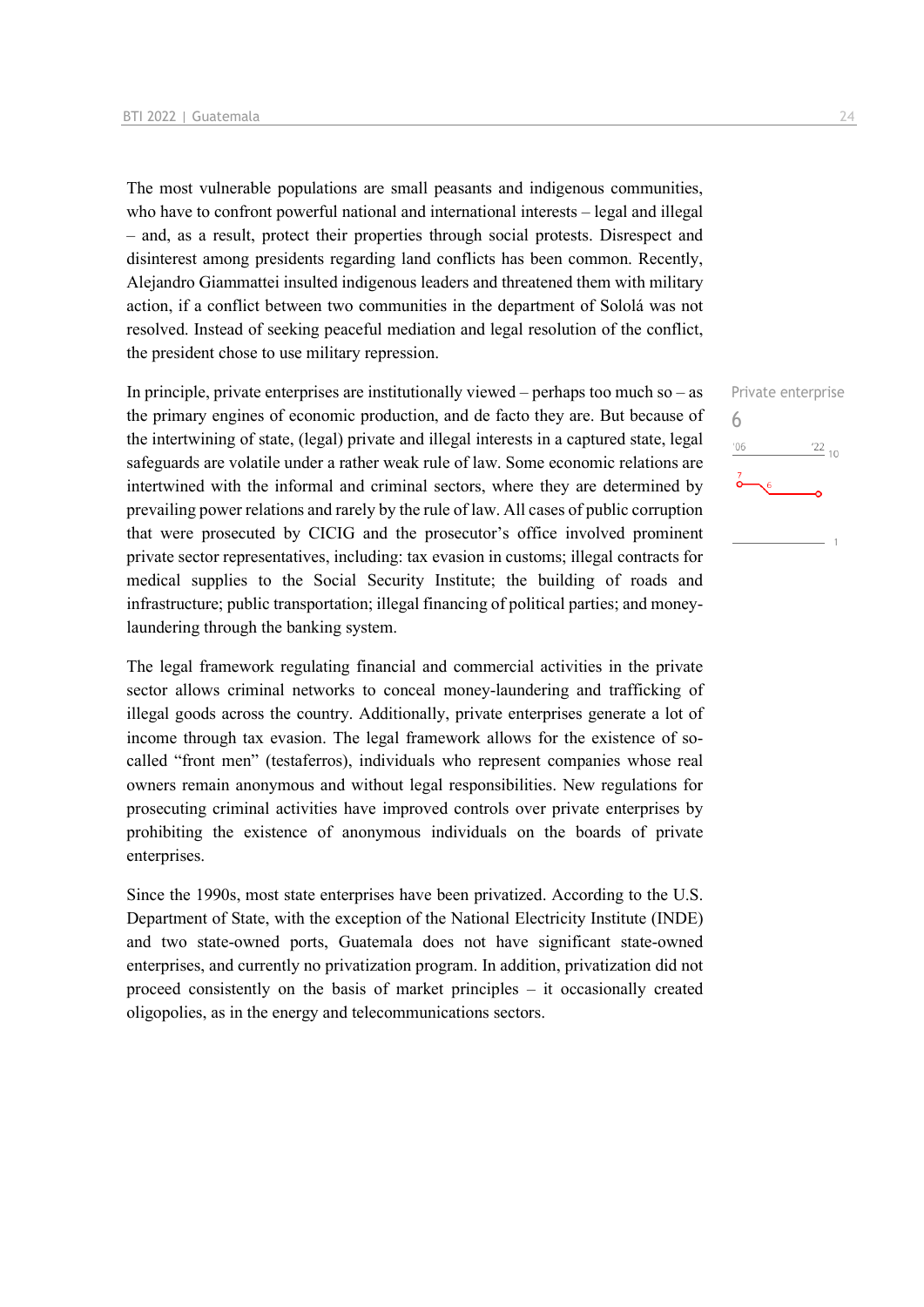The most vulnerable populations are small peasants and indigenous communities, who have to confront powerful national and international interests – legal and illegal – and, as a result, protect their properties through social protests. Disrespect and disinterest among presidents regarding land conflicts has been common. Recently, Alejandro Giammattei insulted indigenous leaders and threatened them with military action, if a conflict between two communities in the department of Sololá was not resolved. Instead of seeking peaceful mediation and legal resolution of the conflict, the president chose to use military repression.

Private enterprise
6

In principle, private enterprises are institutionally viewed – perhaps too much so – as the primary engines of economic production, and de facto they are. But because of the intertwining of state, (legal) private and illegal interests in a captured state, legal safeguards are volatile under a rather weak rule of law. Some economic relations are intertwined with the informal and criminal sectors, where they are determined by prevailing power relations and rarely by the rule of law. All cases of public corruption that were prosecuted by CICIG and the prosecutor's office involved prominent private sector representatives, including: tax evasion in customs; illegal contracts for medical supplies to the Social Security Institute; the building of roads and infrastructure; public transportation; illegal financing of political parties; and money-laundering through the banking system.

The legal framework regulating financial and commercial activities in the private sector allows criminal networks to conceal money-laundering and trafficking of illegal goods across the country. Additionally, private enterprises generate a lot of income through tax evasion. The legal framework allows for the existence of so-called "front men" (testaferros), individuals who represent companies whose real owners remain anonymous and without legal responsibilities. New regulations for prosecuting criminal activities have improved controls over private enterprises by prohibiting the existence of anonymous individuals on the boards of private enterprises.

Since the 1990s, most state enterprises have been privatized. According to the U.S. Department of State, with the exception of the National Electricity Institute (INDE) and two state-owned ports, Guatemala does not have significant state-owned enterprises, and currently no privatization program. In addition, privatization did not proceed consistently on the basis of market principles – it occasionally created oligopolies, as in the energy and telecommunications sectors.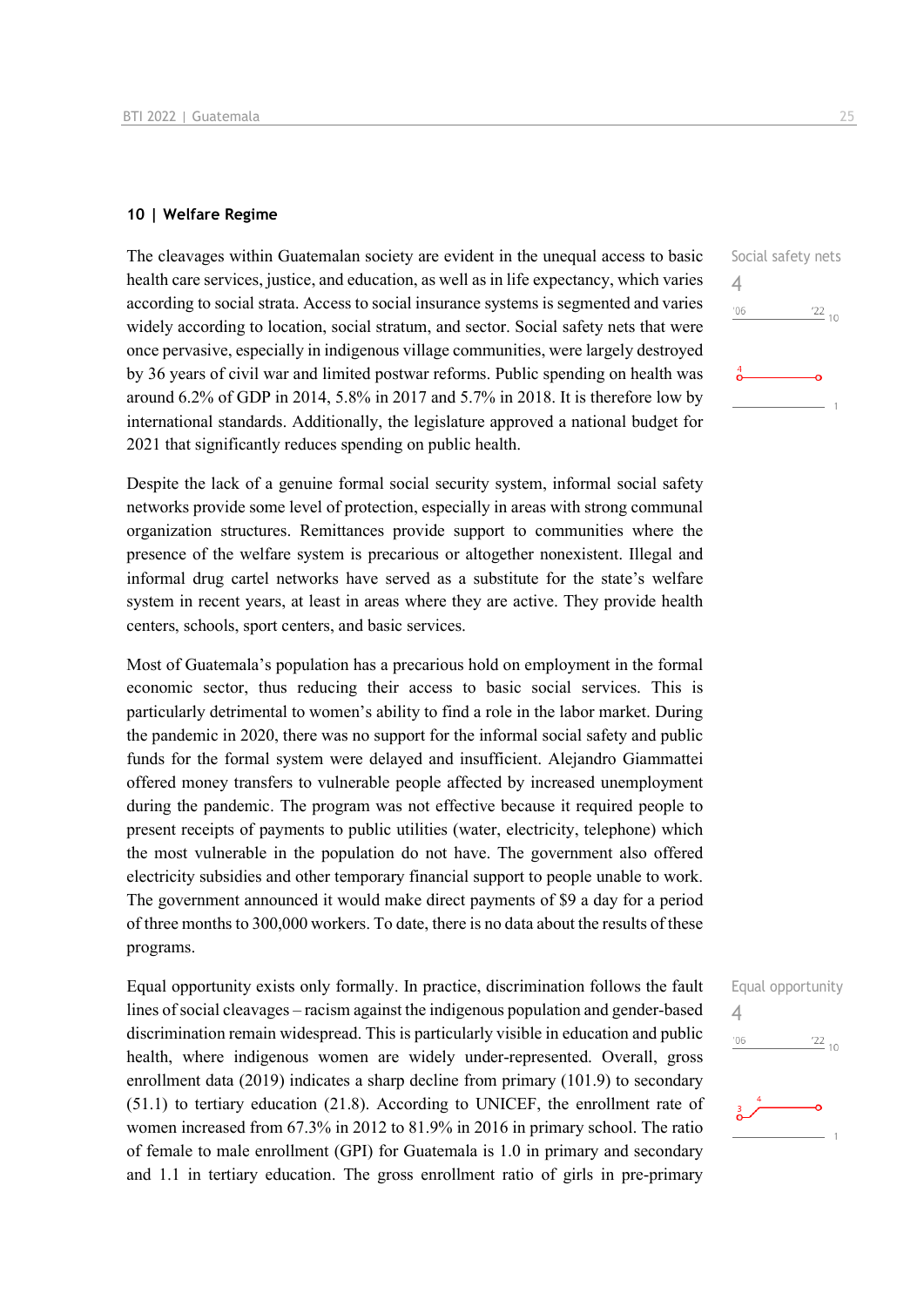### 10 | Welfare Regime

The cleavages within Guatemalan society are evident in the unequal access to basic health care services, justice, and education, as well as in life expectancy, which varies according to social strata. Access to social insurance systems is segmented and varies widely according to location, social stratum, and sector. Social safety nets that were once pervasive, especially in indigenous village communities, were largely destroyed by 36 years of civil war and limited postwar reforms. Public spending on health was around 6.2% of GDP in 2014, 5.8% in 2017 and 5.7% in 2018. It is therefore low by international standards. Additionally, the legislature approved a national budget for 2021 that significantly reduces spending on public health.

Social safety nets
4

Despite the lack of a genuine formal social security system, informal social safety networks provide some level of protection, especially in areas with strong communal organization structures. Remittances provide support to communities where the presence of the welfare system is precarious or altogether nonexistent. Illegal and informal drug cartel networks have served as a substitute for the state's welfare system in recent years, at least in areas where they are active. They provide health centers, schools, sport centers, and basic services.

Most of Guatemala's population has a precarious hold on employment in the formal economic sector, thus reducing their access to basic social services. This is particularly detrimental to women's ability to find a role in the labor market. During the pandemic in 2020, there was no support for the informal social safety and public funds for the formal system were delayed and insufficient. Alejandro Giammattei offered money transfers to vulnerable people affected by increased unemployment during the pandemic. The program was not effective because it required people to present receipts of payments to public utilities (water, electricity, telephone) which the most vulnerable in the population do not have. The government also offered electricity subsidies and other temporary financial support to people unable to work. The government announced it would make direct payments of $9 a day for a period of three months to 300,000 workers. To date, there is no data about the results of these programs.

Equal opportunity exists only formally. In practice, discrimination follows the fault lines of social cleavages – racism against the indigenous population and gender-based discrimination remain widespread. This is particularly visible in education and public health, where indigenous women are widely under-represented. Overall, gross enrollment data (2019) indicates a sharp decline from primary (101.9) to secondary (51.1) to tertiary education (21.8). According to UNICEF, the enrollment rate of women increased from 67.3% in 2012 to 81.9% in 2016 in primary school. The ratio of female to male enrollment (GPI) for Guatemala is 1.0 in primary and secondary and 1.1 in tertiary education. The gross enrollment ratio of girls in pre-primary

Equal opportunity
4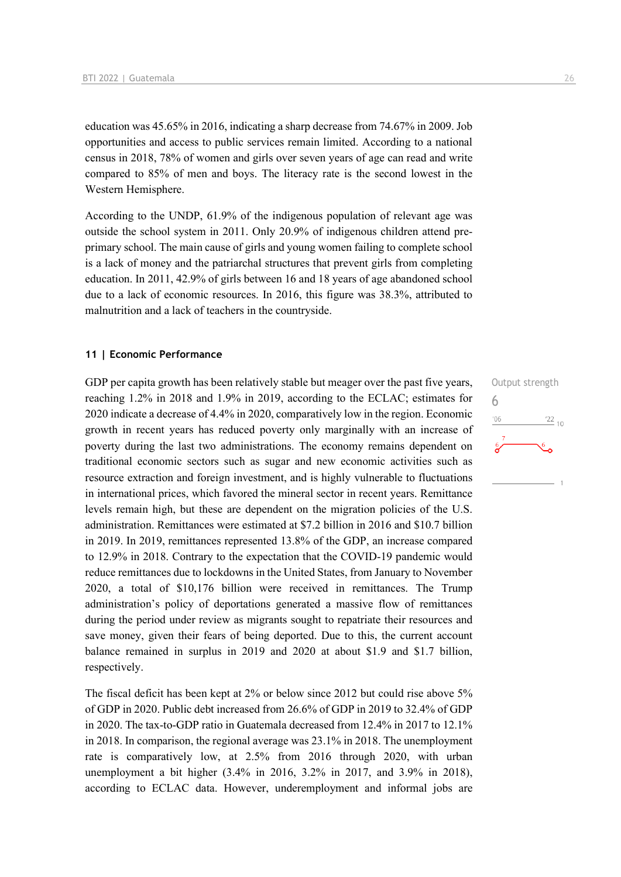education was 45.65% in 2016, indicating a sharp decrease from 74.67% in 2009. Job opportunities and access to public services remain limited. According to a national census in 2018, 78% of women and girls over seven years of age can read and write compared to 85% of men and boys. The literacy rate is the second lowest in the Western Hemisphere.

According to the UNDP, 61.9% of the indigenous population of relevant age was outside the school system in 2011. Only 20.9% of indigenous children attend pre-primary school. The main cause of girls and young women failing to complete school is a lack of money and the patriarchal structures that prevent girls from completing education. In 2011, 42.9% of girls between 16 and 18 years of age abandoned school due to a lack of economic resources. In 2016, this figure was 38.3%, attributed to malnutrition and a lack of teachers in the countryside.

### 11 | Economic Performance

Output strength
6

GDP per capita growth has been relatively stable but meager over the past five years, reaching 1.2% in 2018 and 1.9% in 2019, according to the ECLAC; estimates for 2020 indicate a decrease of 4.4% in 2020, comparatively low in the region. Economic growth in recent years has reduced poverty only marginally with an increase of poverty during the last two administrations. The economy remains dependent on traditional economic sectors such as sugar and new economic activities such as resource extraction and foreign investment, and is highly vulnerable to fluctuations in international prices, which favored the mineral sector in recent years. Remittance levels remain high, but these are dependent on the migration policies of the U.S. administration. Remittances were estimated at $7.2 billion in 2016 and $10.7 billion in 2019. In 2019, remittances represented 13.8% of the GDP, an increase compared to 12.9% in 2018. Contrary to the expectation that the COVID-19 pandemic would reduce remittances due to lockdowns in the United States, from January to November 2020, a total of $10,176 billion were received in remittances. The Trump administration's policy of deportations generated a massive flow of remittances during the period under review as migrants sought to repatriate their resources and save money, given their fears of being deported. Due to this, the current account balance remained in surplus in 2019 and 2020 at about $1.9 and $1.7 billion, respectively.

The fiscal deficit has been kept at 2% or below since 2012 but could rise above 5% of GDP in 2020. Public debt increased from 26.6% of GDP in 2019 to 32.4% of GDP in 2020. The tax-to-GDP ratio in Guatemala decreased from 12.4% in 2017 to 12.1% in 2018. In comparison, the regional average was 23.1% in 2018. The unemployment rate is comparatively low, at 2.5% from 2016 through 2020, with urban unemployment a bit higher (3.4% in 2016, 3.2% in 2017, and 3.9% in 2018), according to ECLAC data. However, underemployment and informal jobs are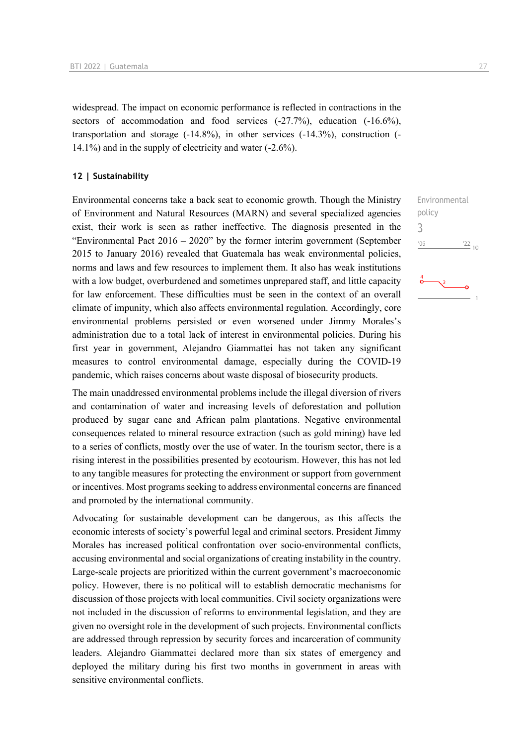widespread. The impact on economic performance is reflected in contractions in the sectors of accommodation and food services (-27.7%), education (-16.6%), transportation and storage (-14.8%), in other services (-14.3%), construction (-14.1%) and in the supply of electricity and water (-2.6%).

## 12 | Sustainability

Environmental policy

3

Environmental concerns take a back seat to economic growth. Though the Ministry of Environment and Natural Resources (MARN) and several specialized agencies exist, their work is seen as rather ineffective. The diagnosis presented in the "Environmental Pact 2016 – 2020" by the former interim government (September 2015 to January 2016) revealed that Guatemala has weak environmental policies, norms and laws and few resources to implement them. It also has weak institutions with a low budget, overburdened and sometimes unprepared staff, and little capacity for law enforcement. These difficulties must be seen in the context of an overall climate of impunity, which also affects environmental regulation. Accordingly, core environmental problems persisted or even worsened under Jimmy Morales's administration due to a total lack of interest in environmental policies. During his first year in government, Alejandro Giammattei has not taken any significant measures to control environmental damage, especially during the COVID-19 pandemic, which raises concerns about waste disposal of biosecurity products.

The main unaddressed environmental problems include the illegal diversion of rivers and contamination of water and increasing levels of deforestation and pollution produced by sugar cane and African palm plantations. Negative environmental consequences related to mineral resource extraction (such as gold mining) have led to a series of conflicts, mostly over the use of water. In the tourism sector, there is a rising interest in the possibilities presented by ecotourism. However, this has not led to any tangible measures for protecting the environment or support from government or incentives. Most programs seeking to address environmental concerns are financed and promoted by the international community.

Advocating for sustainable development can be dangerous, as this affects the economic interests of society's powerful legal and criminal sectors. President Jimmy Morales has increased political confrontation over socio-environmental conflicts, accusing environmental and social organizations of creating instability in the country. Large-scale projects are prioritized within the current government's macroeconomic policy. However, there is no political will to establish democratic mechanisms for discussion of those projects with local communities. Civil society organizations were not included in the discussion of reforms to environmental legislation, and they are given no oversight role in the development of such projects. Environmental conflicts are addressed through repression by security forces and incarceration of community leaders. Alejandro Giammattei declared more than six states of emergency and deployed the military during his first two months in government in areas with sensitive environmental conflicts.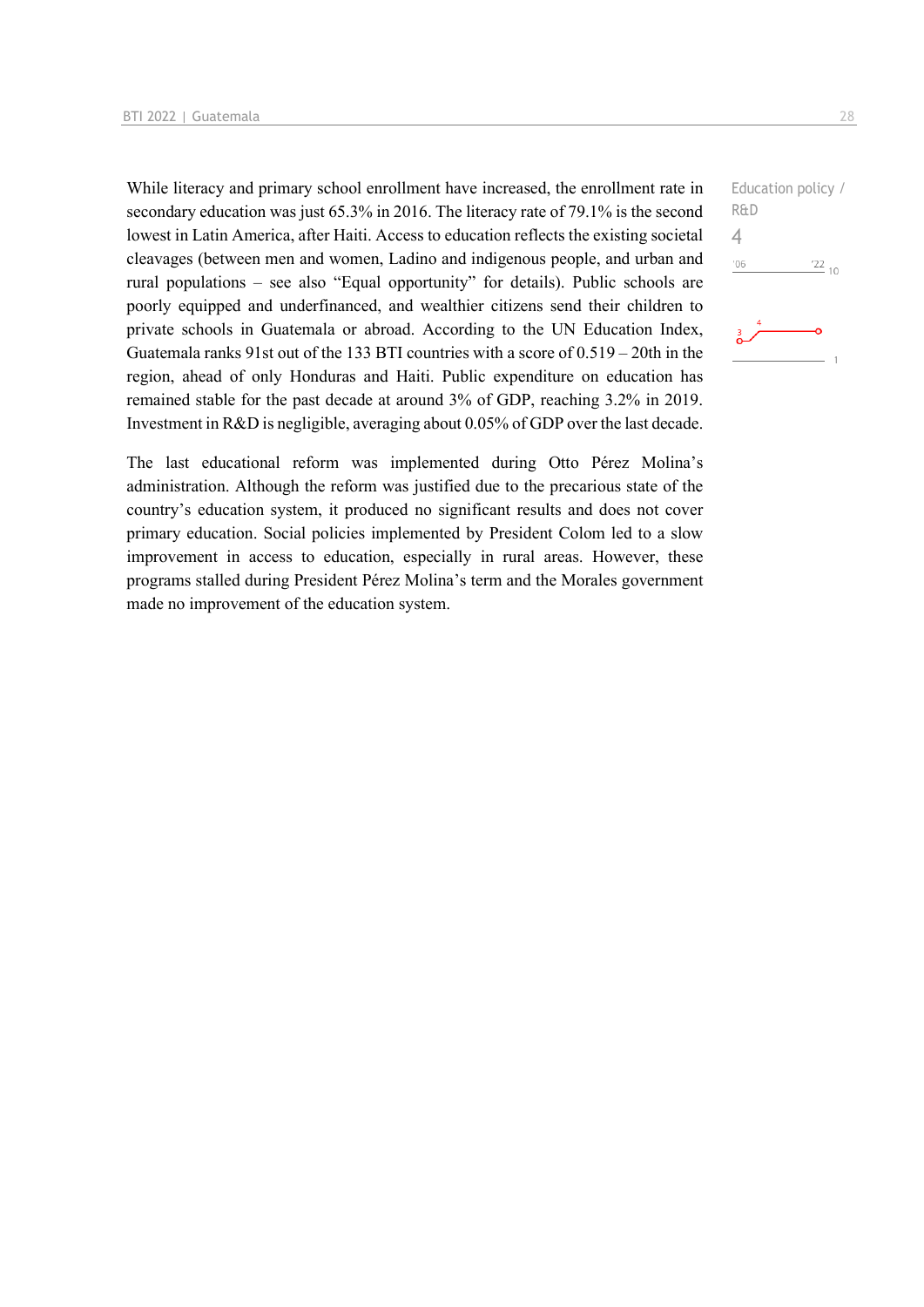While literacy and primary school enrollment have increased, the enrollment rate in secondary education was just 65.3% in 2016. The literacy rate of 79.1% is the second lowest in Latin America, after Haiti. Access to education reflects the existing societal cleavages (between men and women, Ladino and indigenous people, and urban and rural populations – see also “Equal opportunity” for details). Public schools are poorly equipped and underfinanced, and wealthier citizens send their children to private schools in Guatemala or abroad. According to the UN Education Index, Guatemala ranks 91st out of the 133 BTI countries with a score of 0.519 – 20th in the region, ahead of only Honduras and Haiti. Public expenditure on education has remained stable for the past decade at around 3% of GDP, reaching 3.2% in 2019. Investment in R&D is negligible, averaging about 0.05% of GDP over the last decade.

Education policy / R&D
4

The last educational reform was implemented during Otto Pérez Molina’s administration. Although the reform was justified due to the precarious state of the country’s education system, it produced no significant results and does not cover primary education. Social policies implemented by President Colom led to a slow improvement in access to education, especially in rural areas. However, these programs stalled during President Pérez Molina’s term and the Morales government made no improvement of the education system.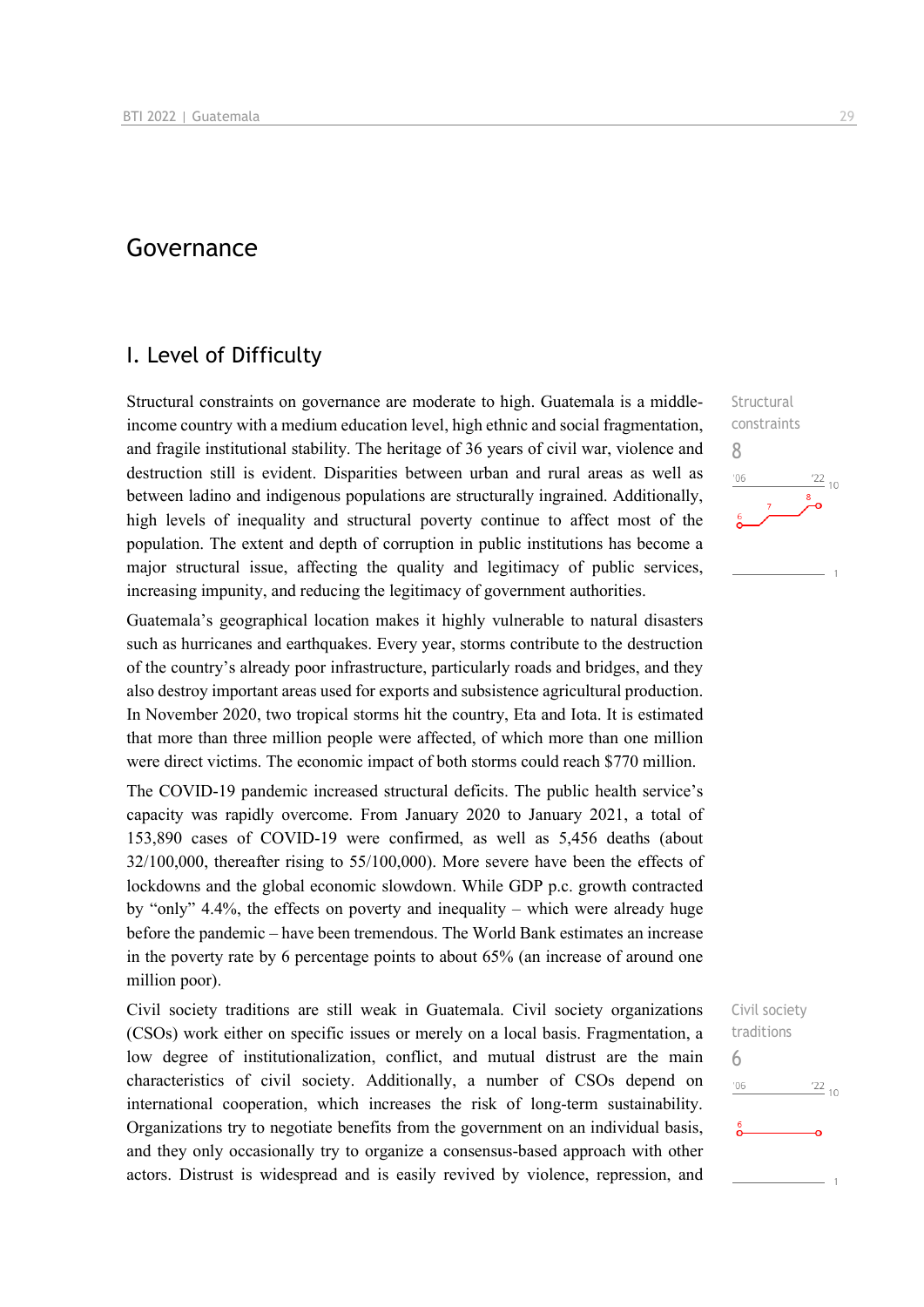# Governance

## I. Level of Difficulty

Structural constraints
8

Structural constraints on governance are moderate to high. Guatemala is a middle-income country with a medium education level, high ethnic and social fragmentation, and fragile institutional stability. The heritage of 36 years of civil war, violence and destruction still is evident. Disparities between urban and rural areas as well as between ladino and indigenous populations are structurally ingrained. Additionally, high levels of inequality and structural poverty continue to affect most of the population. The extent and depth of corruption in public institutions has become a major structural issue, affecting the quality and legitimacy of public services, increasing impunity, and reducing the legitimacy of government authorities.

Guatemala's geographical location makes it highly vulnerable to natural disasters such as hurricanes and earthquakes. Every year, storms contribute to the destruction of the country's already poor infrastructure, particularly roads and bridges, and they also destroy important areas used for exports and subsistence agricultural production. In November 2020, two tropical storms hit the country, Eta and Iota. It is estimated that more than three million people were affected, of which more than one million were direct victims. The economic impact of both storms could reach $770 million.

The COVID-19 pandemic increased structural deficits. The public health service's capacity was rapidly overcome. From January 2020 to January 2021, a total of 153,890 cases of COVID-19 were confirmed, as well as 5,456 deaths (about 32/100,000, thereafter rising to 55/100,000). More severe have been the effects of lockdowns and the global economic slowdown. While GDP p.c. growth contracted by "only" 4.4%, the effects on poverty and inequality – which were already huge before the pandemic – have been tremendous. The World Bank estimates an increase in the poverty rate by 6 percentage points to about 65% (an increase of around one million poor).

Civil society traditions
6

Civil society traditions are still weak in Guatemala. Civil society organizations (CSOs) work either on specific issues or merely on a local basis. Fragmentation, a low degree of institutionalization, conflict, and mutual distrust are the main characteristics of civil society. Additionally, a number of CSOs depend on international cooperation, which increases the risk of long-term sustainability. Organizations try to negotiate benefits from the government on an individual basis, and they only occasionally try to organize a consensus-based approach with other actors. Distrust is widespread and is easily revived by violence, repression, and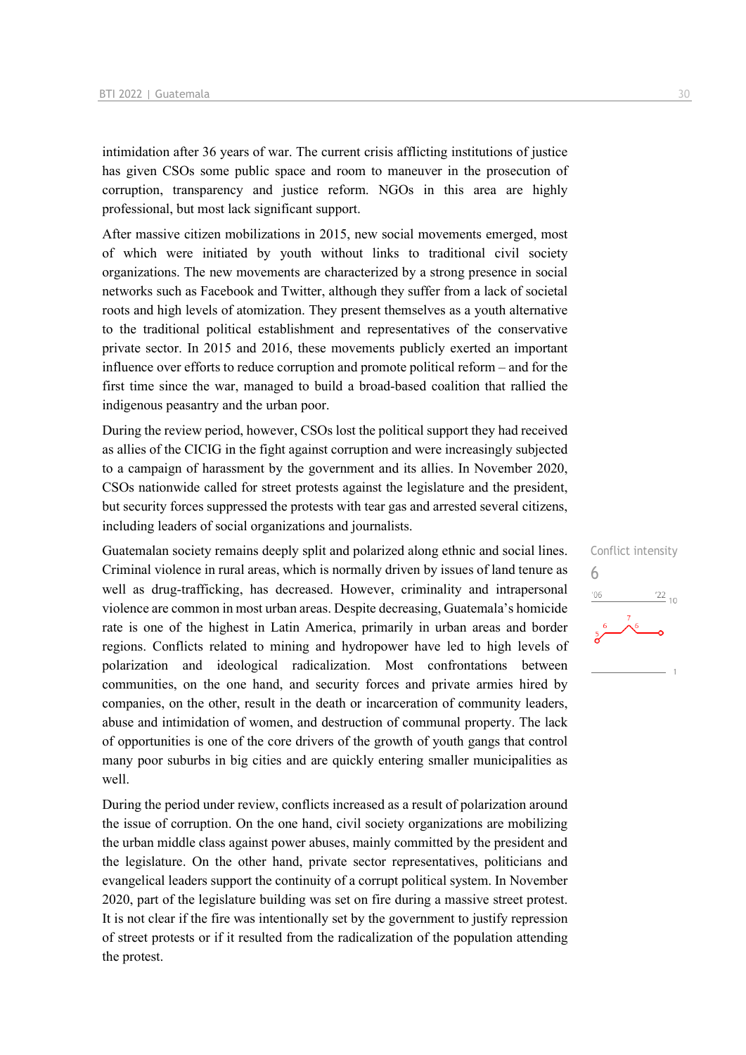intimidation after 36 years of war. The current crisis afflicting institutions of justice has given CSOs some public space and room to maneuver in the prosecution of corruption, transparency and justice reform. NGOs in this area are highly professional, but most lack significant support.

After massive citizen mobilizations in 2015, new social movements emerged, most of which were initiated by youth without links to traditional civil society organizations. The new movements are characterized by a strong presence in social networks such as Facebook and Twitter, although they suffer from a lack of societal roots and high levels of atomization. They present themselves as a youth alternative to the traditional political establishment and representatives of the conservative private sector. In 2015 and 2016, these movements publicly exerted an important influence over efforts to reduce corruption and promote political reform – and for the first time since the war, managed to build a broad-based coalition that rallied the indigenous peasantry and the urban poor.

During the review period, however, CSOs lost the political support they had received as allies of the CICIG in the fight against corruption and were increasingly subjected to a campaign of harassment by the government and its allies. In November 2020, CSOs nationwide called for street protests against the legislature and the president, but security forces suppressed the protests with tear gas and arrested several citizens, including leaders of social organizations and journalists.

Conflict intensity

6

Guatemalan society remains deeply split and polarized along ethnic and social lines. Criminal violence in rural areas, which is normally driven by issues of land tenure as well as drug-trafficking, has decreased. However, criminality and intrapersonal violence are common in most urban areas. Despite decreasing, Guatemala's homicide rate is one of the highest in Latin America, primarily in urban areas and border regions. Conflicts related to mining and hydropower have led to high levels of polarization and ideological radicalization. Most confrontations between communities, on the one hand, and security forces and private armies hired by companies, on the other, result in the death or incarceration of community leaders, abuse and intimidation of women, and destruction of communal property. The lack of opportunities is one of the core drivers of the growth of youth gangs that control many poor suburbs in big cities and are quickly entering smaller municipalities as well.

During the period under review, conflicts increased as a result of polarization around the issue of corruption. On the one hand, civil society organizations are mobilizing the urban middle class against power abuses, mainly committed by the president and the legislature. On the other hand, private sector representatives, politicians and evangelical leaders support the continuity of a corrupt political system. In November 2020, part of the legislature building was set on fire during a massive street protest. It is not clear if the fire was intentionally set by the government to justify repression of street protests or if it resulted from the radicalization of the population attending the protest.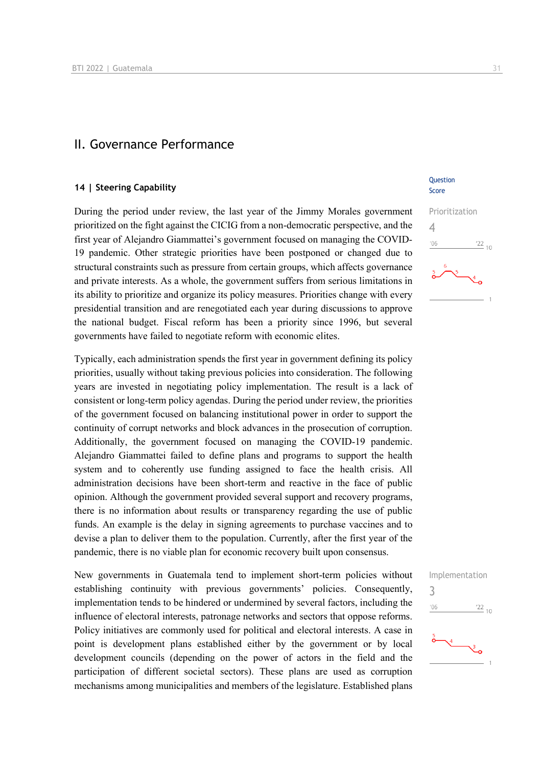## II. Governance Performance

### 14 | Steering Capability

Question Score

Prioritization
4

During the period under review, the last year of the Jimmy Morales government prioritized on the fight against the CICIG from a non-democratic perspective, and the first year of Alejandro Giammattei's government focused on managing the COVID-19 pandemic. Other strategic priorities have been postponed or changed due to structural constraints such as pressure from certain groups, which affects governance and private interests. As a whole, the government suffers from serious limitations in its ability to prioritize and organize its policy measures. Priorities change with every presidential transition and are renegotiated each year during discussions to approve the national budget. Fiscal reform has been a priority since 1996, but several governments have failed to negotiate reform with economic elites.

Typically, each administration spends the first year in government defining its policy priorities, usually without taking previous policies into consideration. The following years are invested in negotiating policy implementation. The result is a lack of consistent or long-term policy agendas. During the period under review, the priorities of the government focused on balancing institutional power in order to support the continuity of corrupt networks and block advances in the prosecution of corruption. Additionally, the government focused on managing the COVID-19 pandemic. Alejandro Giammattei failed to define plans and programs to support the health system and to coherently use funding assigned to face the health crisis. All administration decisions have been short-term and reactive in the face of public opinion. Although the government provided several support and recovery programs, there is no information about results or transparency regarding the use of public funds. An example is the delay in signing agreements to purchase vaccines and to devise a plan to deliver them to the population. Currently, after the first year of the pandemic, there is no viable plan for economic recovery built upon consensus.

Implementation
3

New governments in Guatemala tend to implement short-term policies without establishing continuity with previous governments' policies. Consequently, implementation tends to be hindered or undermined by several factors, including the influence of electoral interests, patronage networks and sectors that oppose reforms. Policy initiatives are commonly used for political and electoral interests. A case in point is development plans established either by the government or by local development councils (depending on the power of actors in the field and the participation of different societal sectors). These plans are used as corruption mechanisms among municipalities and members of the legislature. Established plans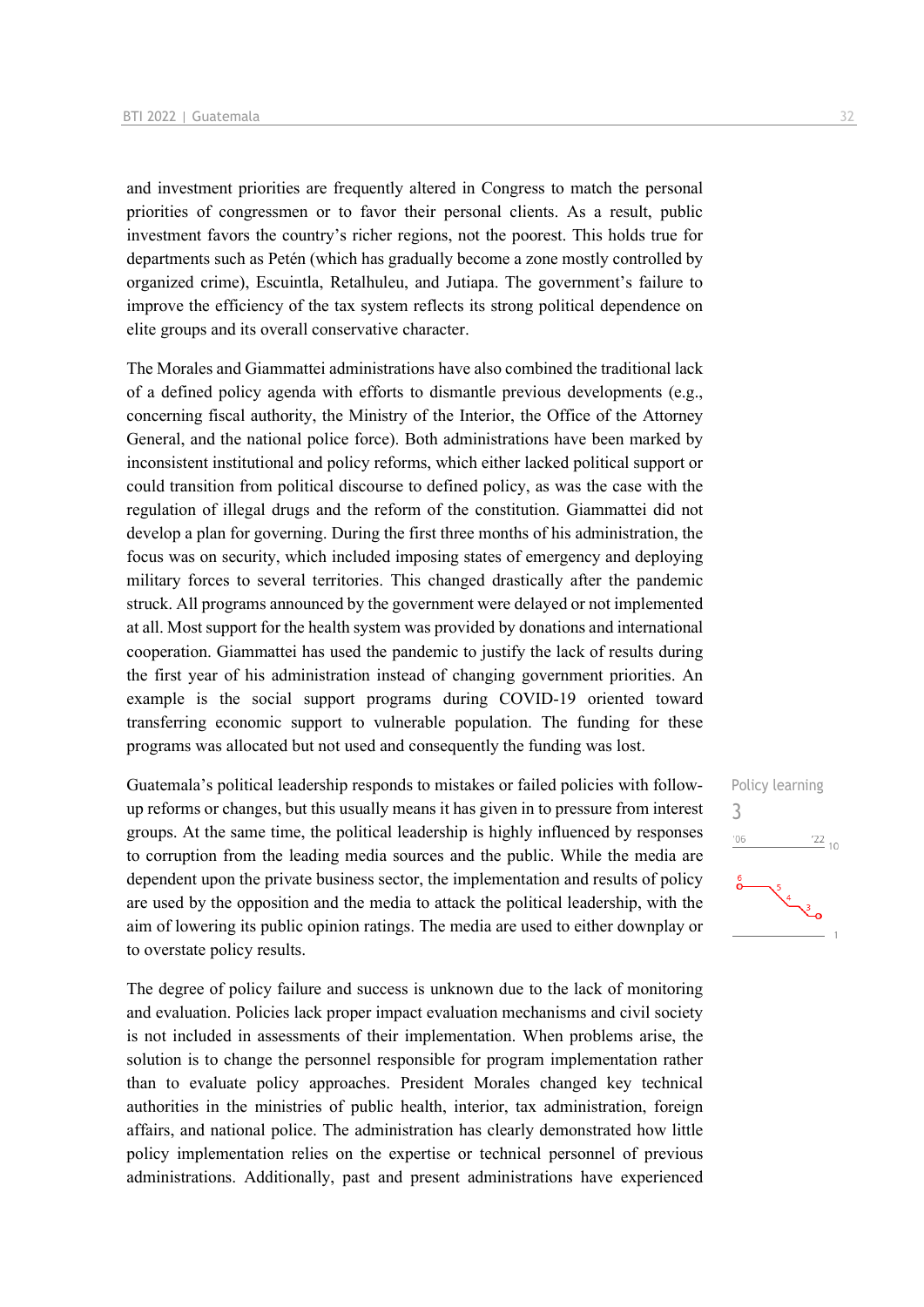and investment priorities are frequently altered in Congress to match the personal priorities of congressmen or to favor their personal clients. As a result, public investment favors the country's richer regions, not the poorest. This holds true for departments such as Petén (which has gradually become a zone mostly controlled by organized crime), Escuintla, Retalhuleu, and Jutiapa. The government's failure to improve the efficiency of the tax system reflects its strong political dependence on elite groups and its overall conservative character.

The Morales and Giammattei administrations have also combined the traditional lack of a defined policy agenda with efforts to dismantle previous developments (e.g., concerning fiscal authority, the Ministry of the Interior, the Office of the Attorney General, and the national police force). Both administrations have been marked by inconsistent institutional and policy reforms, which either lacked political support or could transition from political discourse to defined policy, as was the case with the regulation of illegal drugs and the reform of the constitution. Giammattei did not develop a plan for governing. During the first three months of his administration, the focus was on security, which included imposing states of emergency and deploying military forces to several territories. This changed drastically after the pandemic struck. All programs announced by the government were delayed or not implemented at all. Most support for the health system was provided by donations and international cooperation. Giammattei has used the pandemic to justify the lack of results during the first year of his administration instead of changing government priorities. An example is the social support programs during COVID-19 oriented toward transferring economic support to vulnerable population. The funding for these programs was allocated but not used and consequently the funding was lost.

Policy learning
3

Guatemala's political leadership responds to mistakes or failed policies with follow-up reforms or changes, but this usually means it has given in to pressure from interest groups. At the same time, the political leadership is highly influenced by responses to corruption from the leading media sources and the public. While the media are dependent upon the private business sector, the implementation and results of policy are used by the opposition and the media to attack the political leadership, with the aim of lowering its public opinion ratings. The media are used to either downplay or to overstate policy results.

The degree of policy failure and success is unknown due to the lack of monitoring and evaluation. Policies lack proper impact evaluation mechanisms and civil society is not included in assessments of their implementation. When problems arise, the solution is to change the personnel responsible for program implementation rather than to evaluate policy approaches. President Morales changed key technical authorities in the ministries of public health, interior, tax administration, foreign affairs, and national police. The administration has clearly demonstrated how little policy implementation relies on the expertise or technical personnel of previous administrations. Additionally, past and present administrations have experienced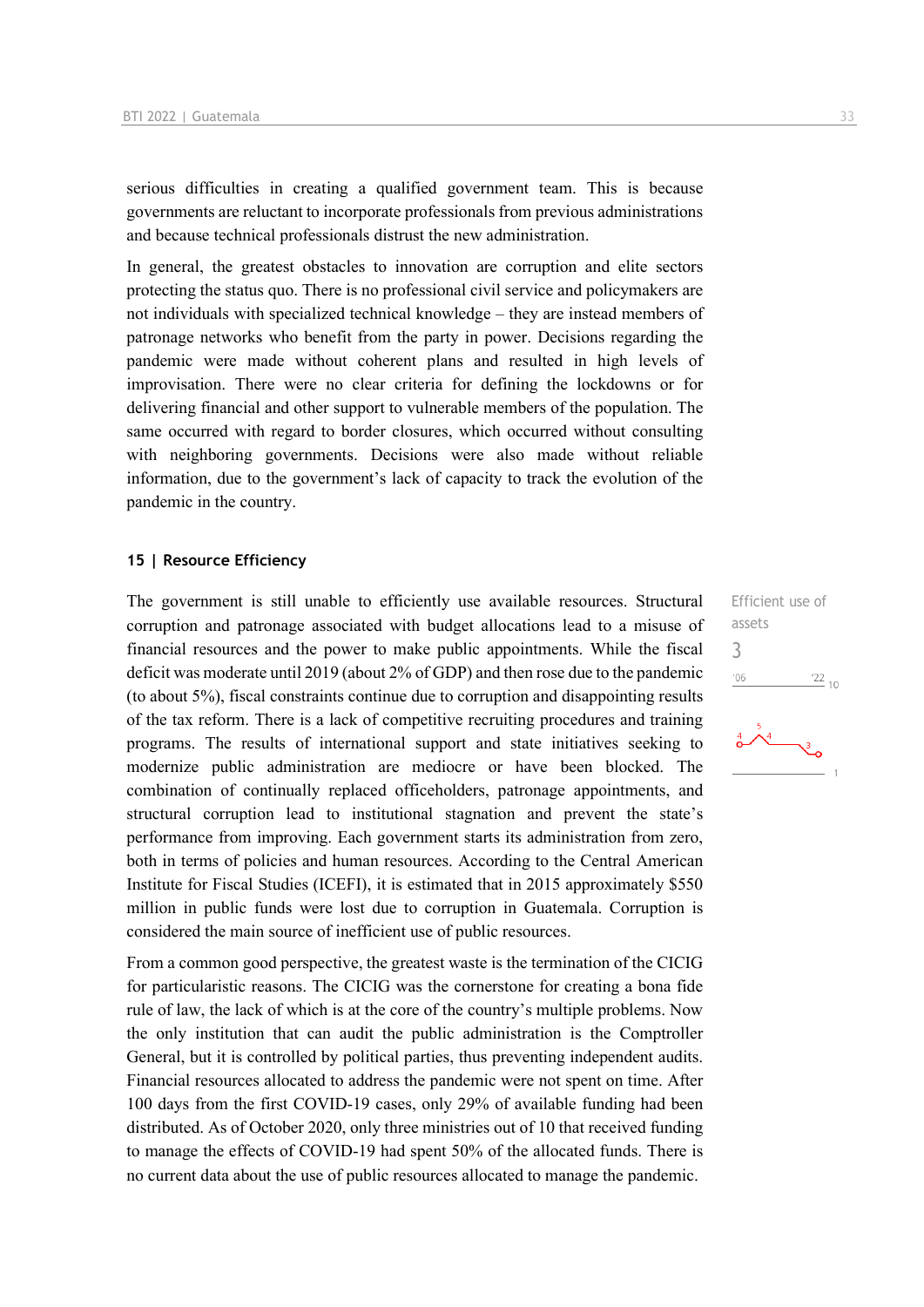serious difficulties in creating a qualified government team. This is because governments are reluctant to incorporate professionals from previous administrations and because technical professionals distrust the new administration.

In general, the greatest obstacles to innovation are corruption and elite sectors protecting the status quo. There is no professional civil service and policymakers are not individuals with specialized technical knowledge – they are instead members of patronage networks who benefit from the party in power. Decisions regarding the pandemic were made without coherent plans and resulted in high levels of improvisation. There were no clear criteria for defining the lockdowns or for delivering financial and other support to vulnerable members of the population. The same occurred with regard to border closures, which occurred without consulting with neighboring governments. Decisions were also made without reliable information, due to the government's lack of capacity to track the evolution of the pandemic in the country.

## 15 | Resource Efficiency

Efficient use of assets

3

The government is still unable to efficiently use available resources. Structural corruption and patronage associated with budget allocations lead to a misuse of financial resources and the power to make public appointments. While the fiscal deficit was moderate until 2019 (about 2% of GDP) and then rose due to the pandemic (to about 5%), fiscal constraints continue due to corruption and disappointing results of the tax reform. There is a lack of competitive recruiting procedures and training programs. The results of international support and state initiatives seeking to modernize public administration are mediocre or have been blocked. The combination of continually replaced officeholders, patronage appointments, and structural corruption lead to institutional stagnation and prevent the state's performance from improving. Each government starts its administration from zero, both in terms of policies and human resources. According to the Central American Institute for Fiscal Studies (ICEFI), it is estimated that in 2015 approximately $550 million in public funds were lost due to corruption in Guatemala. Corruption is considered the main source of inefficient use of public resources.

From a common good perspective, the greatest waste is the termination of the CICIG for particularistic reasons. The CICIG was the cornerstone for creating a bona fide rule of law, the lack of which is at the core of the country's multiple problems. Now the only institution that can audit the public administration is the Comptroller General, but it is controlled by political parties, thus preventing independent audits. Financial resources allocated to address the pandemic were not spent on time. After 100 days from the first COVID-19 cases, only 29% of available funding had been distributed. As of October 2020, only three ministries out of 10 that received funding to manage the effects of COVID-19 had spent 50% of the allocated funds. There is no current data about the use of public resources allocated to manage the pandemic.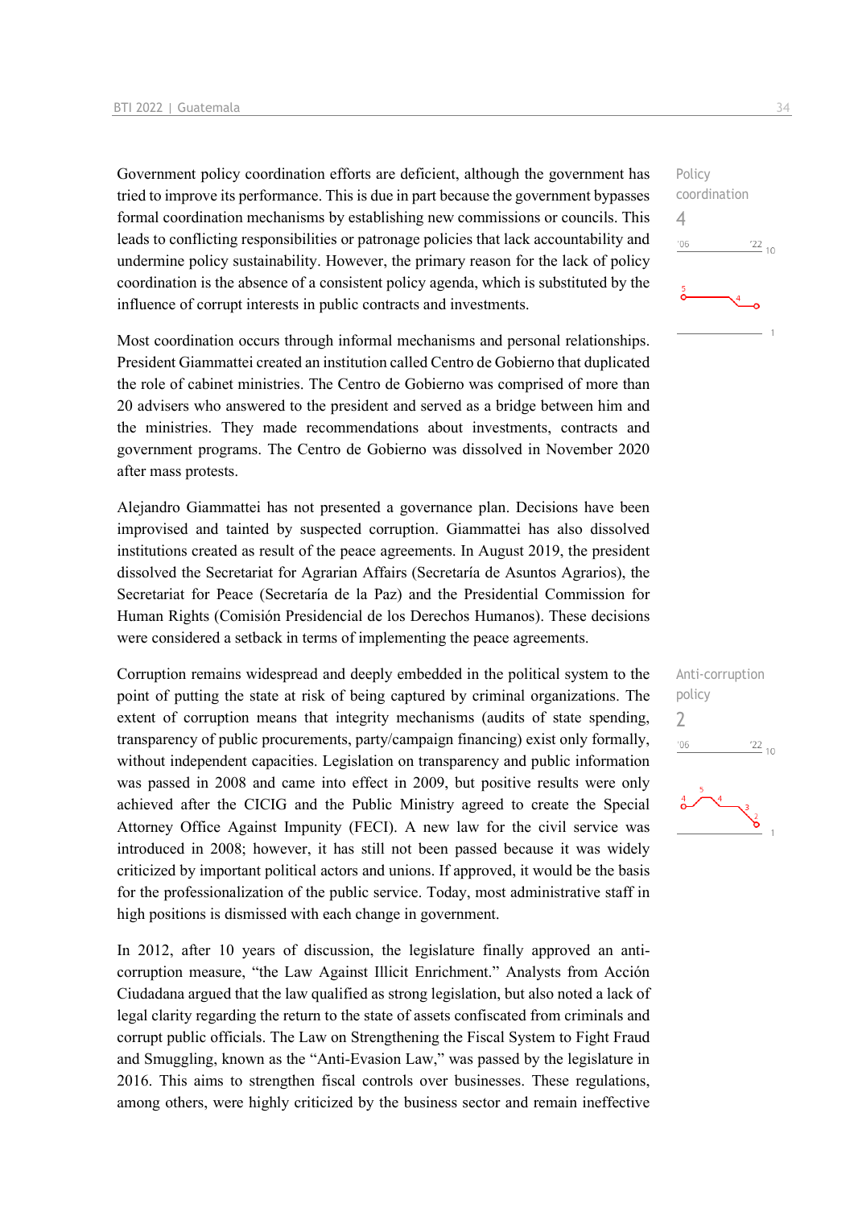Policy coordination

4

Government policy coordination efforts are deficient, although the government has tried to improve its performance. This is due in part because the government bypasses formal coordination mechanisms by establishing new commissions or councils. This leads to conflicting responsibilities or patronage policies that lack accountability and undermine policy sustainability. However, the primary reason for the lack of policy coordination is the absence of a consistent policy agenda, which is substituted by the influence of corrupt interests in public contracts and investments.

Most coordination occurs through informal mechanisms and personal relationships. President Giammattei created an institution called Centro de Gobierno that duplicated the role of cabinet ministries. The Centro de Gobierno was comprised of more than 20 advisers who answered to the president and served as a bridge between him and the ministries. They made recommendations about investments, contracts and government programs. The Centro de Gobierno was dissolved in November 2020 after mass protests.

Alejandro Giammattei has not presented a governance plan. Decisions have been improvised and tainted by suspected corruption. Giammattei has also dissolved institutions created as result of the peace agreements. In August 2019, the president dissolved the Secretariat for Agrarian Affairs (Secretaría de Asuntos Agrarios), the Secretariat for Peace (Secretaría de la Paz) and the Presidential Commission for Human Rights (Comisión Presidencial de los Derechos Humanos). These decisions were considered a setback in terms of implementing the peace agreements.

Anti-corruption policy

2

Corruption remains widespread and deeply embedded in the political system to the point of putting the state at risk of being captured by criminal organizations. The extent of corruption means that integrity mechanisms (audits of state spending, transparency of public procurements, party/campaign financing) exist only formally, without independent capacities. Legislation on transparency and public information was passed in 2008 and came into effect in 2009, but positive results were only achieved after the CICIG and the Public Ministry agreed to create the Special Attorney Office Against Impunity (FECI). A new law for the civil service was introduced in 2008; however, it has still not been passed because it was widely criticized by important political actors and unions. If approved, it would be the basis for the professionalization of the public service. Today, most administrative staff in high positions is dismissed with each change in government.

In 2012, after 10 years of discussion, the legislature finally approved an anti-corruption measure, "the Law Against Illicit Enrichment." Analysts from Acción Ciudadana argued that the law qualified as strong legislation, but also noted a lack of legal clarity regarding the return to the state of assets confiscated from criminals and corrupt public officials. The Law on Strengthening the Fiscal System to Fight Fraud and Smuggling, known as the "Anti-Evasion Law," was passed by the legislature in 2016. This aims to strengthen fiscal controls over businesses. These regulations, among others, were highly criticized by the business sector and remain ineffective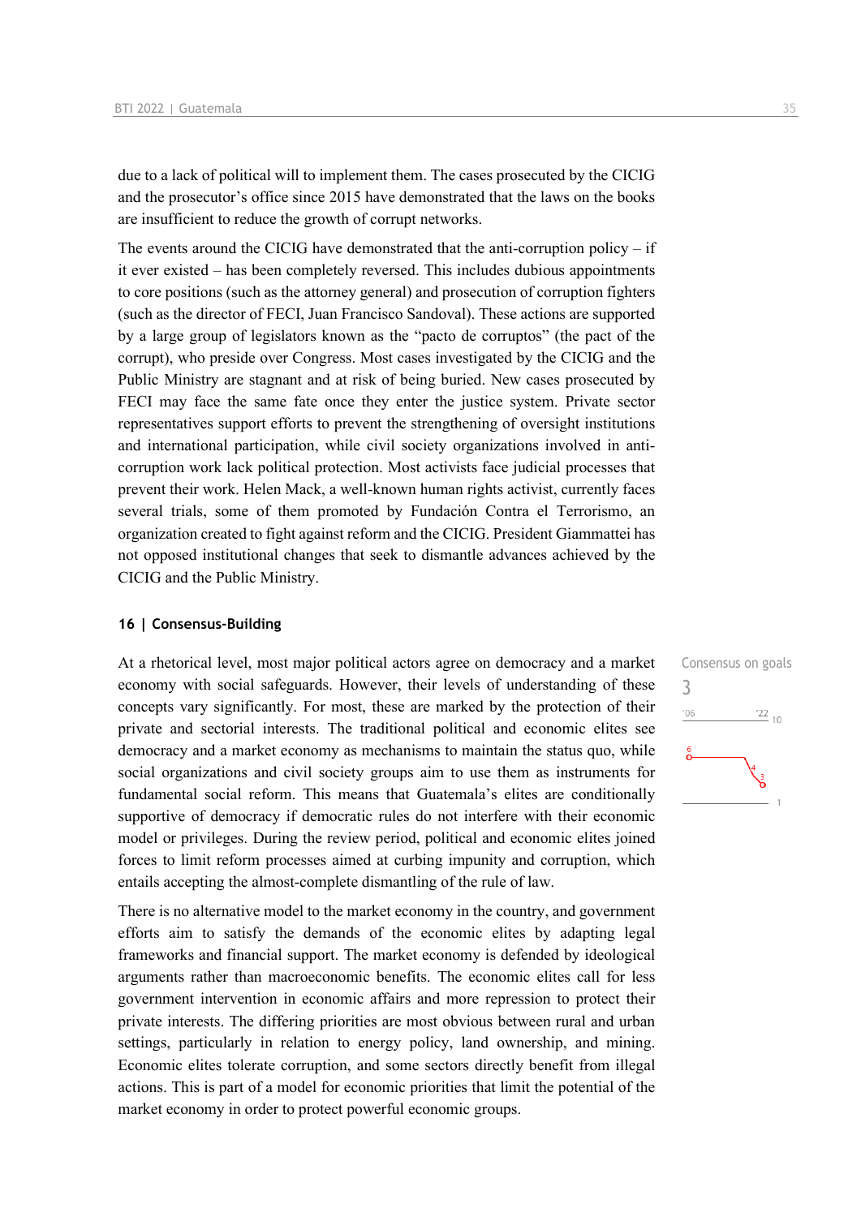due to a lack of political will to implement them. The cases prosecuted by the CICIG and the prosecutor's office since 2015 have demonstrated that the laws on the books are insufficient to reduce the growth of corrupt networks.

The events around the CICIG have demonstrated that the anti-corruption policy – if it ever existed – has been completely reversed. This includes dubious appointments to core positions (such as the attorney general) and prosecution of corruption fighters (such as the director of FECI, Juan Francisco Sandoval). These actions are supported by a large group of legislators known as the "pacto de corruptos" (the pact of the corrupt), who preside over Congress. Most cases investigated by the CICIG and the Public Ministry are stagnant and at risk of being buried. New cases prosecuted by FECI may face the same fate once they enter the justice system. Private sector representatives support efforts to prevent the strengthening of oversight institutions and international participation, while civil society organizations involved in anti-corruption work lack political protection. Most activists face judicial processes that prevent their work. Helen Mack, a well-known human rights activist, currently faces several trials, some of them promoted by Fundación Contra el Terrorismo, an organization created to fight against reform and the CICIG. President Giammattei has not opposed institutional changes that seek to dismantle advances achieved by the CICIG and the Public Ministry.

### 16 | Consensus-Building

Consensus on goals
3

At a rhetorical level, most major political actors agree on democracy and a market economy with social safeguards. However, their levels of understanding of these concepts vary significantly. For most, these are marked by the protection of their private and sectorial interests. The traditional political and economic elites see democracy and a market economy as mechanisms to maintain the status quo, while social organizations and civil society groups aim to use them as instruments for fundamental social reform. This means that Guatemala's elites are conditionally supportive of democracy if democratic rules do not interfere with their economic model or privileges. During the review period, political and economic elites joined forces to limit reform processes aimed at curbing impunity and corruption, which entails accepting the almost-complete dismantling of the rule of law.

There is no alternative model to the market economy in the country, and government efforts aim to satisfy the demands of the economic elites by adapting legal frameworks and financial support. The market economy is defended by ideological arguments rather than macroeconomic benefits. The economic elites call for less government intervention in economic affairs and more repression to protect their private interests. The differing priorities are most obvious between rural and urban settings, particularly in relation to energy policy, land ownership, and mining. Economic elites tolerate corruption, and some sectors directly benefit from illegal actions. This is part of a model for economic priorities that limit the potential of the market economy in order to protect powerful economic groups.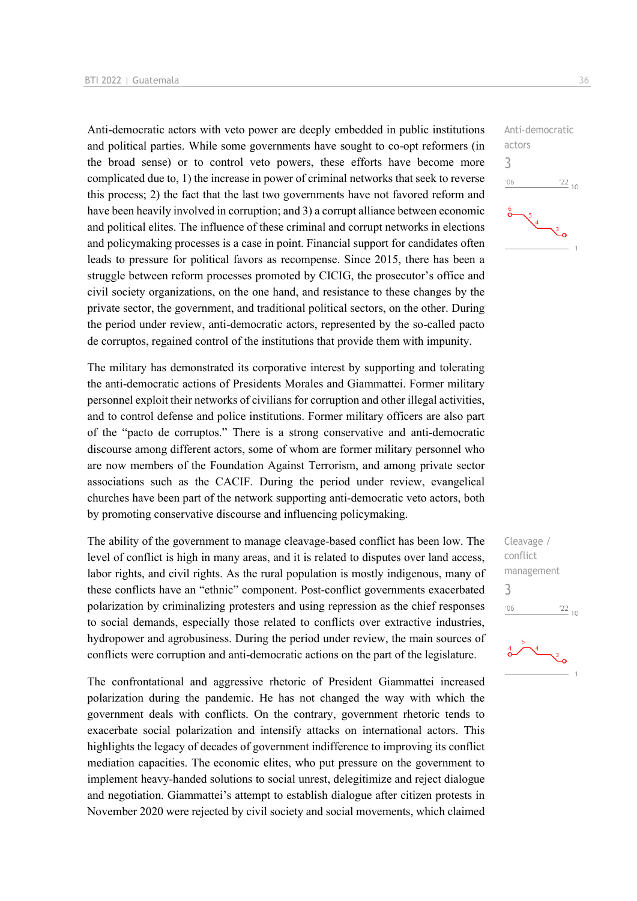Anti-democratic actors with veto power are deeply embedded in public institutions and political parties. While some governments have sought to co-opt reformers (in the broad sense) or to control veto powers, these efforts have become more complicated due to, 1) the increase in power of criminal networks that seek to reverse this process; 2) the fact that the last two governments have not favored reform and have been heavily involved in corruption; and 3) a corrupt alliance between economic and political elites. The influence of these criminal and corrupt networks in elections and policymaking processes is a case in point. Financial support for candidates often leads to pressure for political favors as recompense. Since 2015, there has been a struggle between reform processes promoted by CICIG, the prosecutor's office and civil society organizations, on the one hand, and resistance to these changes by the private sector, the government, and traditional political sectors, on the other. During the period under review, anti-democratic actors, represented by the so-called pacto de corruptos, regained control of the institutions that provide them with impunity.

Anti-democratic actors
3

The military has demonstrated its corporative interest by supporting and tolerating the anti-democratic actions of Presidents Morales and Giammattei. Former military personnel exploit their networks of civilians for corruption and other illegal activities, and to control defense and police institutions. Former military officers are also part of the "pacto de corruptos." There is a strong conservative and anti-democratic discourse among different actors, some of whom are former military personnel who are now members of the Foundation Against Terrorism, and among private sector associations such as the CACIF. During the period under review, evangelical churches have been part of the network supporting anti-democratic veto actors, both by promoting conservative discourse and influencing policymaking.

The ability of the government to manage cleavage-based conflict has been low. The level of conflict is high in many areas, and it is related to disputes over land access, labor rights, and civil rights. As the rural population is mostly indigenous, many of these conflicts have an "ethnic" component. Post-conflict governments exacerbated polarization by criminalizing protesters and using repression as the chief responses to social demands, especially those related to conflicts over extractive industries, hydropower and agrobusiness. During the period under review, the main sources of conflicts were corruption and anti-democratic actions on the part of the legislature.

Cleavage / conflict management
3

The confrontational and aggressive rhetoric of President Giammattei increased polarization during the pandemic. He has not changed the way with which the government deals with conflicts. On the contrary, government rhetoric tends to exacerbate social polarization and intensify attacks on international actors. This highlights the legacy of decades of government indifference to improving its conflict mediation capacities. The economic elites, who put pressure on the government to implement heavy-handed solutions to social unrest, delegitimize and reject dialogue and negotiation. Giammattei's attempt to establish dialogue after citizen protests in November 2020 were rejected by civil society and social movements, which claimed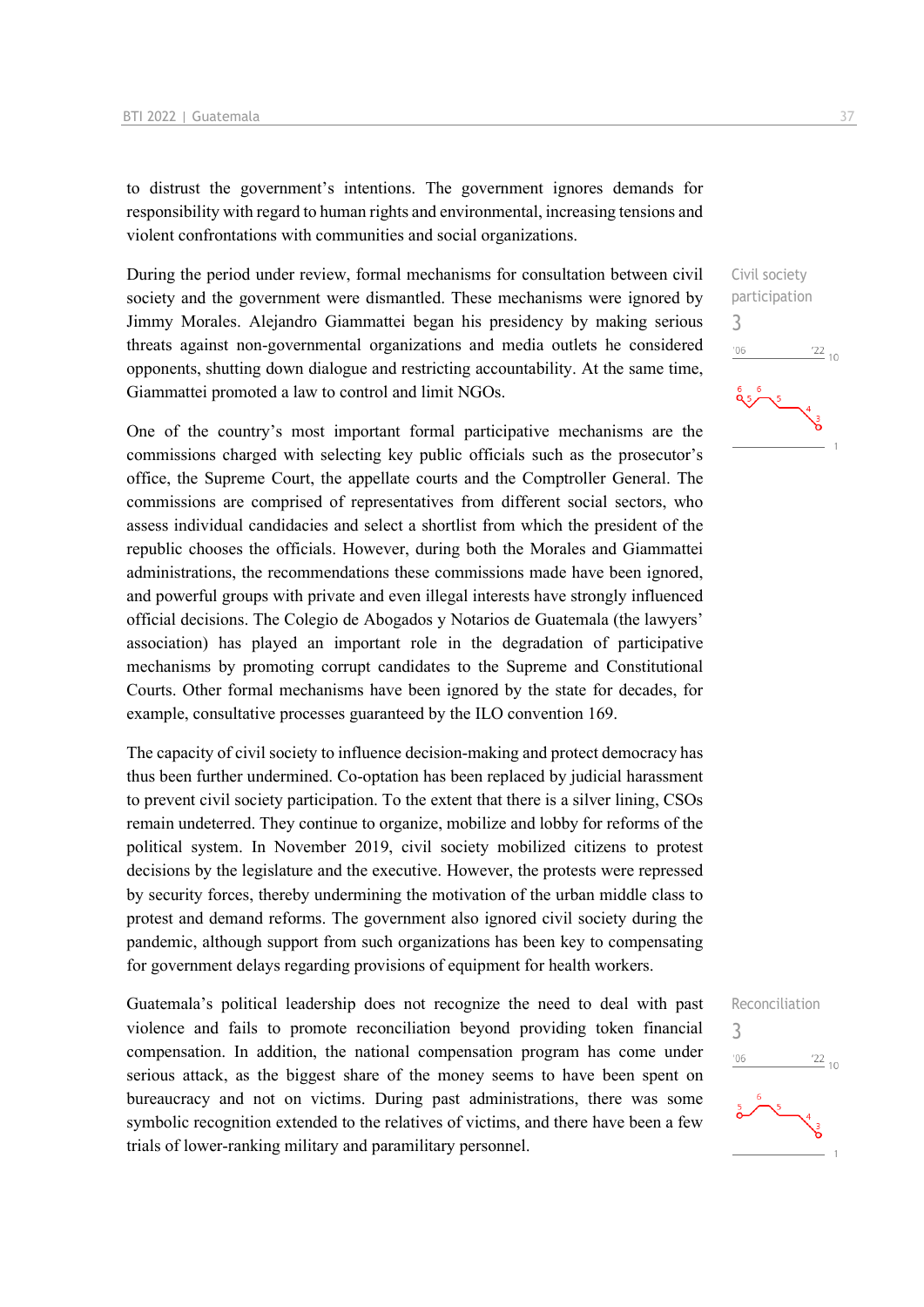to distrust the government's intentions. The government ignores demands for responsibility with regard to human rights and environmental, increasing tensions and violent confrontations with communities and social organizations.

Civil society participation
3

During the period under review, formal mechanisms for consultation between civil society and the government were dismantled. These mechanisms were ignored by Jimmy Morales. Alejandro Giammattei began his presidency by making serious threats against non-governmental organizations and media outlets he considered opponents, shutting down dialogue and restricting accountability. At the same time, Giammattei promoted a law to control and limit NGOs.

One of the country's most important formal participative mechanisms are the commissions charged with selecting key public officials such as the prosecutor's office, the Supreme Court, the appellate courts and the Comptroller General. The commissions are comprised of representatives from different social sectors, who assess individual candidacies and select a shortlist from which the president of the republic chooses the officials. However, during both the Morales and Giammattei administrations, the recommendations these commissions made have been ignored, and powerful groups with private and even illegal interests have strongly influenced official decisions. The Colegio de Abogados y Notarios de Guatemala (the lawyers' association) has played an important role in the degradation of participative mechanisms by promoting corrupt candidates to the Supreme and Constitutional Courts. Other formal mechanisms have been ignored by the state for decades, for example, consultative processes guaranteed by the ILO convention 169.

The capacity of civil society to influence decision-making and protect democracy has thus been further undermined. Co-optation has been replaced by judicial harassment to prevent civil society participation. To the extent that there is a silver lining, CSOs remain undeterred. They continue to organize, mobilize and lobby for reforms of the political system. In November 2019, civil society mobilized citizens to protest decisions by the legislature and the executive. However, the protests were repressed by security forces, thereby undermining the motivation of the urban middle class to protest and demand reforms. The government also ignored civil society during the pandemic, although support from such organizations has been key to compensating for government delays regarding provisions of equipment for health workers.

Reconciliation
3

Guatemala's political leadership does not recognize the need to deal with past violence and fails to promote reconciliation beyond providing token financial compensation. In addition, the national compensation program has come under serious attack, as the biggest share of the money seems to have been spent on bureaucracy and not on victims. During past administrations, there was some symbolic recognition extended to the relatives of victims, and there have been a few trials of lower-ranking military and paramilitary personnel.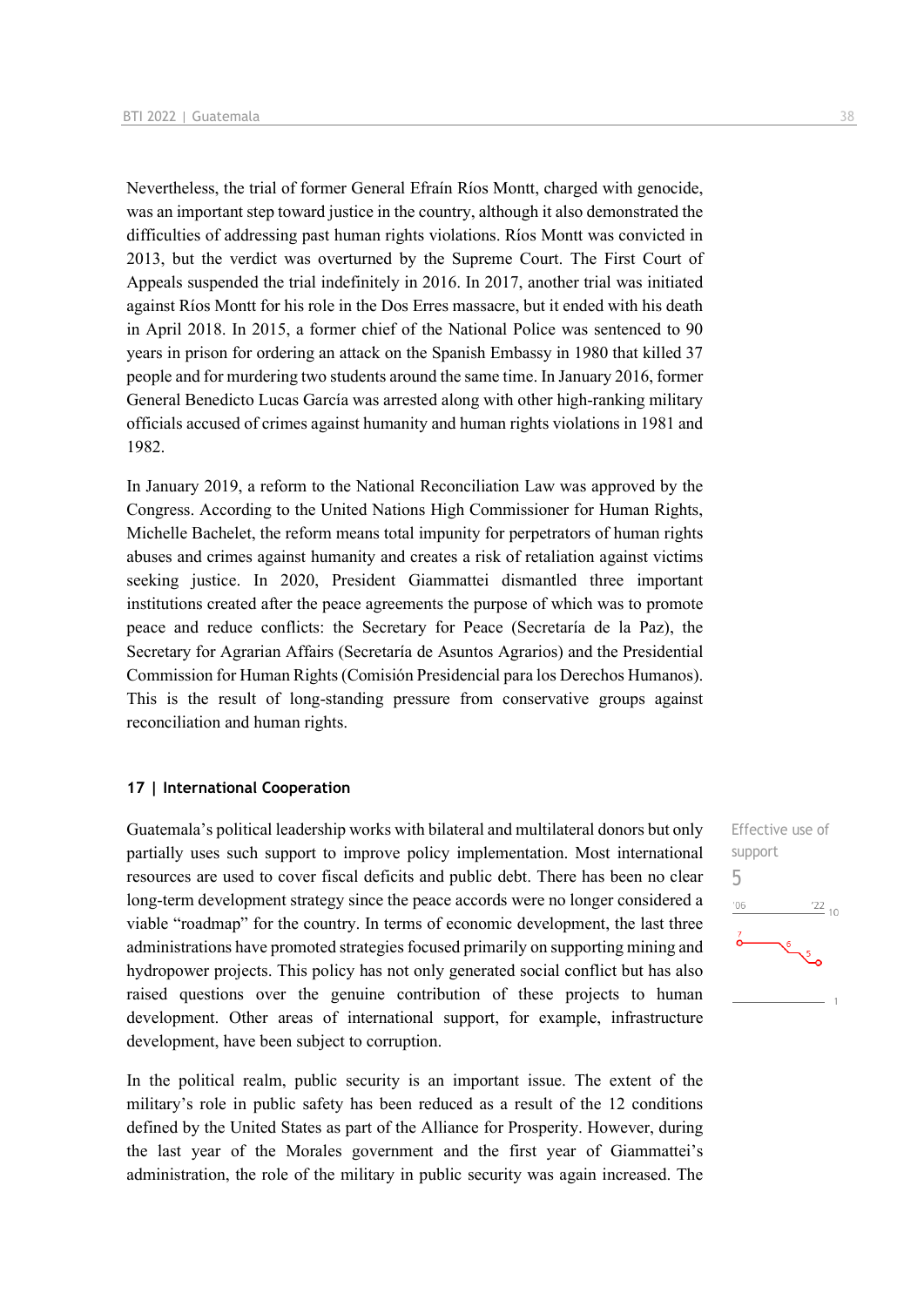Nevertheless, the trial of former General Efraín Ríos Montt, charged with genocide, was an important step toward justice in the country, although it also demonstrated the difficulties of addressing past human rights violations. Ríos Montt was convicted in 2013, but the verdict was overturned by the Supreme Court. The First Court of Appeals suspended the trial indefinitely in 2016. In 2017, another trial was initiated against Ríos Montt for his role in the Dos Erres massacre, but it ended with his death in April 2018. In 2015, a former chief of the National Police was sentenced to 90 years in prison for ordering an attack on the Spanish Embassy in 1980 that killed 37 people and for murdering two students around the same time. In January 2016, former General Benedicto Lucas García was arrested along with other high-ranking military officials accused of crimes against humanity and human rights violations in 1981 and 1982.

In January 2019, a reform to the National Reconciliation Law was approved by the Congress. According to the United Nations High Commissioner for Human Rights, Michelle Bachelet, the reform means total impunity for perpetrators of human rights abuses and crimes against humanity and creates a risk of retaliation against victims seeking justice. In 2020, President Giammattei dismantled three important institutions created after the peace agreements the purpose of which was to promote peace and reduce conflicts: the Secretary for Peace (Secretaría de la Paz), the Secretary for Agrarian Affairs (Secretaría de Asuntos Agrarios) and the Presidential Commission for Human Rights (Comisión Presidencial para los Derechos Humanos). This is the result of long-standing pressure from conservative groups against reconciliation and human rights.

### 17 | International Cooperation

Effective use of support
5

Guatemala's political leadership works with bilateral and multilateral donors but only partially uses such support to improve policy implementation. Most international resources are used to cover fiscal deficits and public debt. There has been no clear long-term development strategy since the peace accords were no longer considered a viable "roadmap" for the country. In terms of economic development, the last three administrations have promoted strategies focused primarily on supporting mining and hydropower projects. This policy has not only generated social conflict but has also raised questions over the genuine contribution of these projects to human development. Other areas of international support, for example, infrastructure development, have been subject to corruption.

In the political realm, public security is an important issue. The extent of the military's role in public safety has been reduced as a result of the 12 conditions defined by the United States as part of the Alliance for Prosperity. However, during the last year of the Morales government and the first year of Giammattei's administration, the role of the military in public security was again increased. The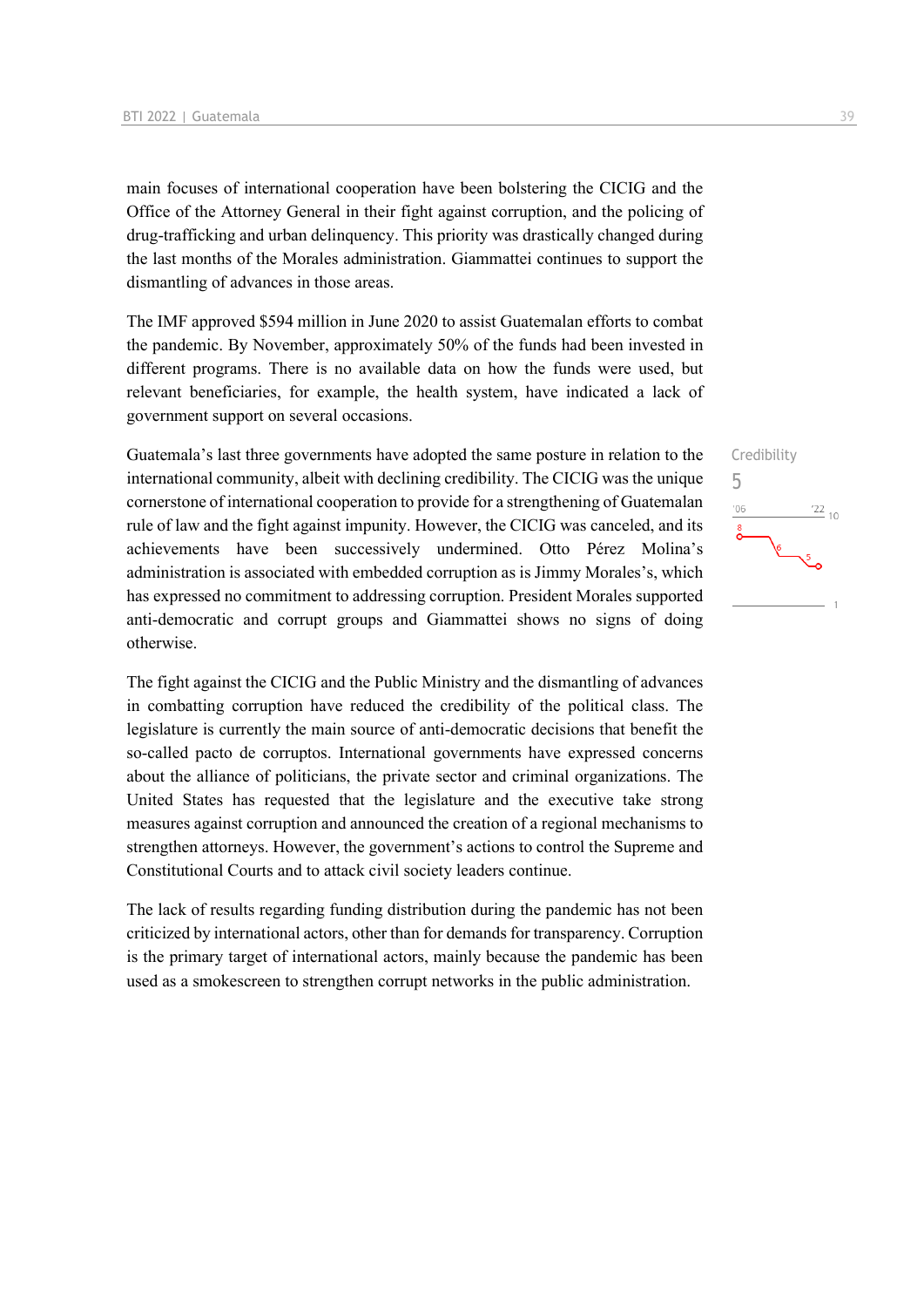main focuses of international cooperation have been bolstering the CICIG and the Office of the Attorney General in their fight against corruption, and the policing of drug-trafficking and urban delinquency. This priority was drastically changed during the last months of the Morales administration. Giammattei continues to support the dismantling of advances in those areas.

The IMF approved $594 million in June 2020 to assist Guatemalan efforts to combat the pandemic. By November, approximately 50% of the funds had been invested in different programs. There is no available data on how the funds were used, but relevant beneficiaries, for example, the health system, have indicated a lack of government support on several occasions.

Credibility
5

Guatemala's last three governments have adopted the same posture in relation to the international community, albeit with declining credibility. The CICIG was the unique cornerstone of international cooperation to provide for a strengthening of Guatemalan rule of law and the fight against impunity. However, the CICIG was canceled, and its achievements have been successively undermined. Otto Pérez Molina's administration is associated with embedded corruption as is Jimmy Morales's, which has expressed no commitment to addressing corruption. President Morales supported anti-democratic and corrupt groups and Giammattei shows no signs of doing otherwise.

The fight against the CICIG and the Public Ministry and the dismantling of advances in combatting corruption have reduced the credibility of the political class. The legislature is currently the main source of anti-democratic decisions that benefit the so-called pacto de corruptos. International governments have expressed concerns about the alliance of politicians, the private sector and criminal organizations. The United States has requested that the legislature and the executive take strong measures against corruption and announced the creation of a regional mechanisms to strengthen attorneys. However, the government's actions to control the Supreme and Constitutional Courts and to attack civil society leaders continue.

The lack of results regarding funding distribution during the pandemic has not been criticized by international actors, other than for demands for transparency. Corruption is the primary target of international actors, mainly because the pandemic has been used as a smokescreen to strengthen corrupt networks in the public administration.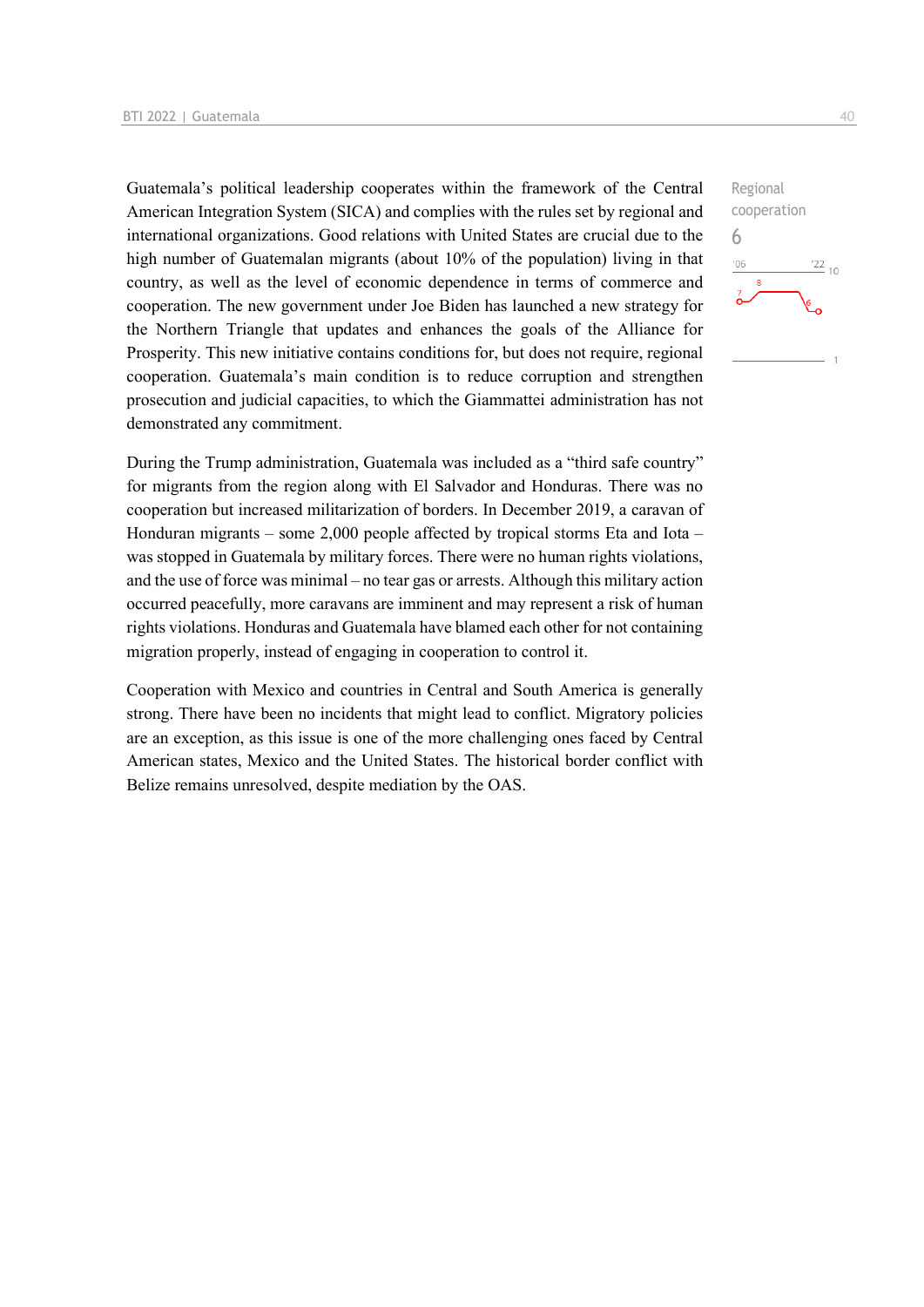Guatemala's political leadership cooperates within the framework of the Central American Integration System (SICA) and complies with the rules set by regional and international organizations. Good relations with United States are crucial due to the high number of Guatemalan migrants (about 10% of the population) living in that country, as well as the level of economic dependence in terms of commerce and cooperation. The new government under Joe Biden has launched a new strategy for the Northern Triangle that updates and enhances the goals of the Alliance for Prosperity. This new initiative contains conditions for, but does not require, regional cooperation. Guatemala's main condition is to reduce corruption and strengthen prosecution and judicial capacities, to which the Giammattei administration has not demonstrated any commitment.

Regional cooperation
6

During the Trump administration, Guatemala was included as a "third safe country" for migrants from the region along with El Salvador and Honduras. There was no cooperation but increased militarization of borders. In December 2019, a caravan of Honduran migrants – some 2,000 people affected by tropical storms Eta and Iota – was stopped in Guatemala by military forces. There were no human rights violations, and the use of force was minimal – no tear gas or arrests. Although this military action occurred peacefully, more caravans are imminent and may represent a risk of human rights violations. Honduras and Guatemala have blamed each other for not containing migration properly, instead of engaging in cooperation to control it.

Cooperation with Mexico and countries in Central and South America is generally strong. There have been no incidents that might lead to conflict. Migratory policies are an exception, as this issue is one of the more challenging ones faced by Central American states, Mexico and the United States. The historical border conflict with Belize remains unresolved, despite mediation by the OAS.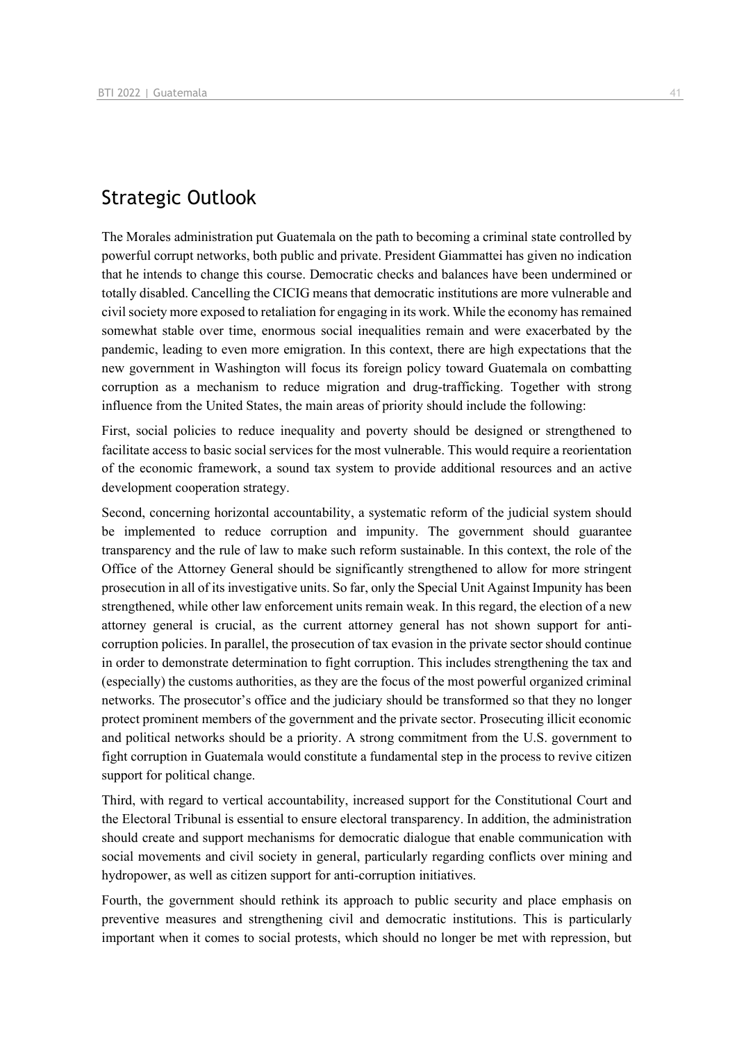## Strategic Outlook

The Morales administration put Guatemala on the path to becoming a criminal state controlled by powerful corrupt networks, both public and private. President Giammattei has given no indication that he intends to change this course. Democratic checks and balances have been undermined or totally disabled. Cancelling the CICIG means that democratic institutions are more vulnerable and civil society more exposed to retaliation for engaging in its work. While the economy has remained somewhat stable over time, enormous social inequalities remain and were exacerbated by the pandemic, leading to even more emigration. In this context, there are high expectations that the new government in Washington will focus its foreign policy toward Guatemala on combatting corruption as a mechanism to reduce migration and drug-trafficking. Together with strong influence from the United States, the main areas of priority should include the following:

First, social policies to reduce inequality and poverty should be designed or strengthened to facilitate access to basic social services for the most vulnerable. This would require a reorientation of the economic framework, a sound tax system to provide additional resources and an active development cooperation strategy.

Second, concerning horizontal accountability, a systematic reform of the judicial system should be implemented to reduce corruption and impunity. The government should guarantee transparency and the rule of law to make such reform sustainable. In this context, the role of the Office of the Attorney General should be significantly strengthened to allow for more stringent prosecution in all of its investigative units. So far, only the Special Unit Against Impunity has been strengthened, while other law enforcement units remain weak. In this regard, the election of a new attorney general is crucial, as the current attorney general has not shown support for anti-corruption policies. In parallel, the prosecution of tax evasion in the private sector should continue in order to demonstrate determination to fight corruption. This includes strengthening the tax and (especially) the customs authorities, as they are the focus of the most powerful organized criminal networks. The prosecutor's office and the judiciary should be transformed so that they no longer protect prominent members of the government and the private sector. Prosecuting illicit economic and political networks should be a priority. A strong commitment from the U.S. government to fight corruption in Guatemala would constitute a fundamental step in the process to revive citizen support for political change.

Third, with regard to vertical accountability, increased support for the Constitutional Court and the Electoral Tribunal is essential to ensure electoral transparency. In addition, the administration should create and support mechanisms for democratic dialogue that enable communication with social movements and civil society in general, particularly regarding conflicts over mining and hydropower, as well as citizen support for anti-corruption initiatives.

Fourth, the government should rethink its approach to public security and place emphasis on preventive measures and strengthening civil and democratic institutions. This is particularly important when it comes to social protests, which should no longer be met with repression, but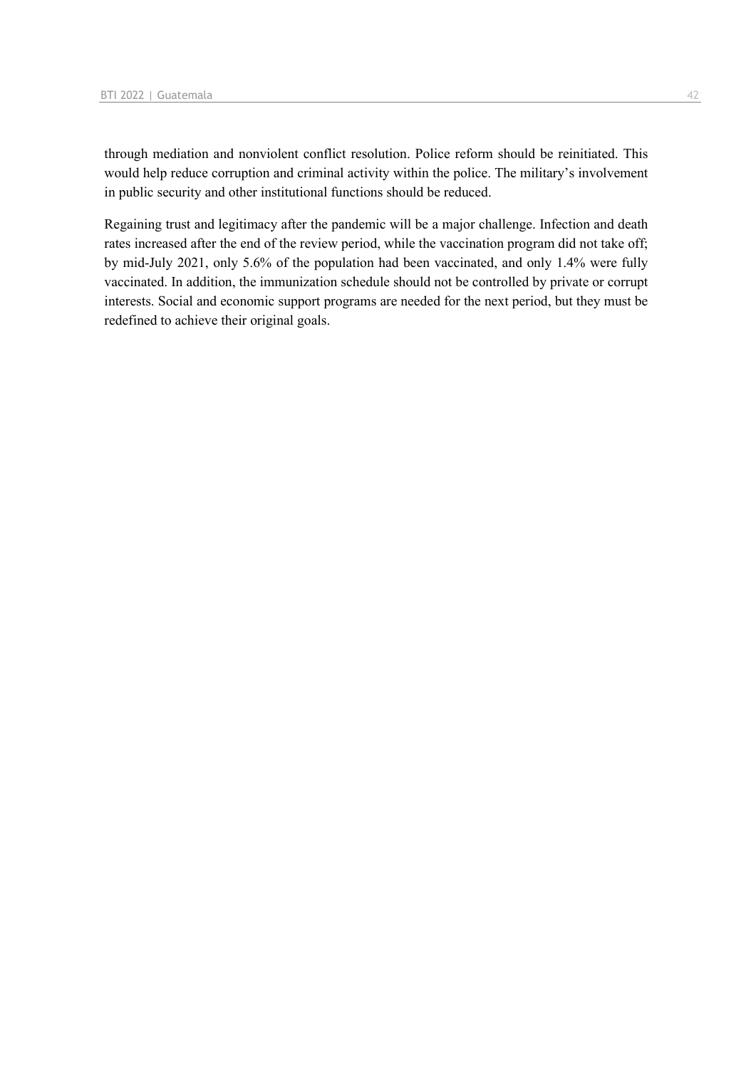through mediation and nonviolent conflict resolution. Police reform should be reinitiated. This would help reduce corruption and criminal activity within the police. The military's involvement in public security and other institutional functions should be reduced.

Regaining trust and legitimacy after the pandemic will be a major challenge. Infection and death rates increased after the end of the review period, while the vaccination program did not take off; by mid-July 2021, only 5.6% of the population had been vaccinated, and only 1.4% were fully vaccinated. In addition, the immunization schedule should not be controlled by private or corrupt interests. Social and economic support programs are needed for the next period, but they must be redefined to achieve their original goals.